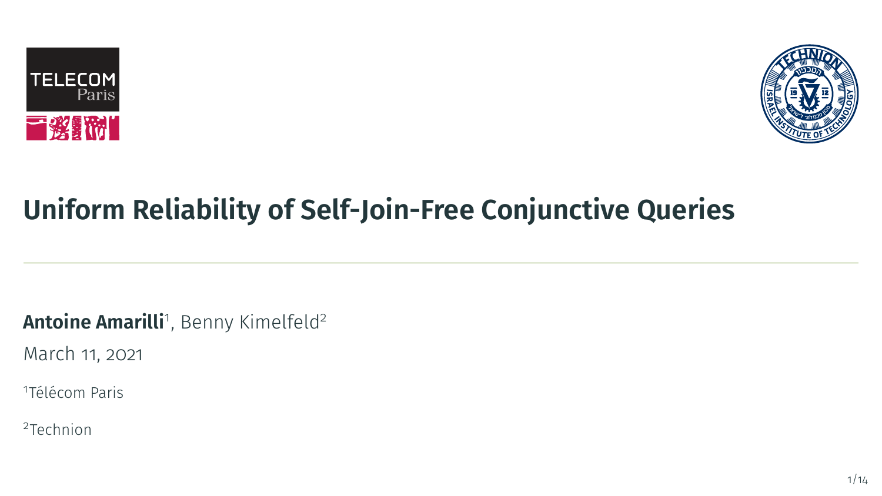# Uniform Reliability of Self-Join-Free Conjunctive Queries

**Antoine Amarilli**[1], Benny Kimelfeld[2]

March 11, 2021

[1]Télécom Paris

[2]Technion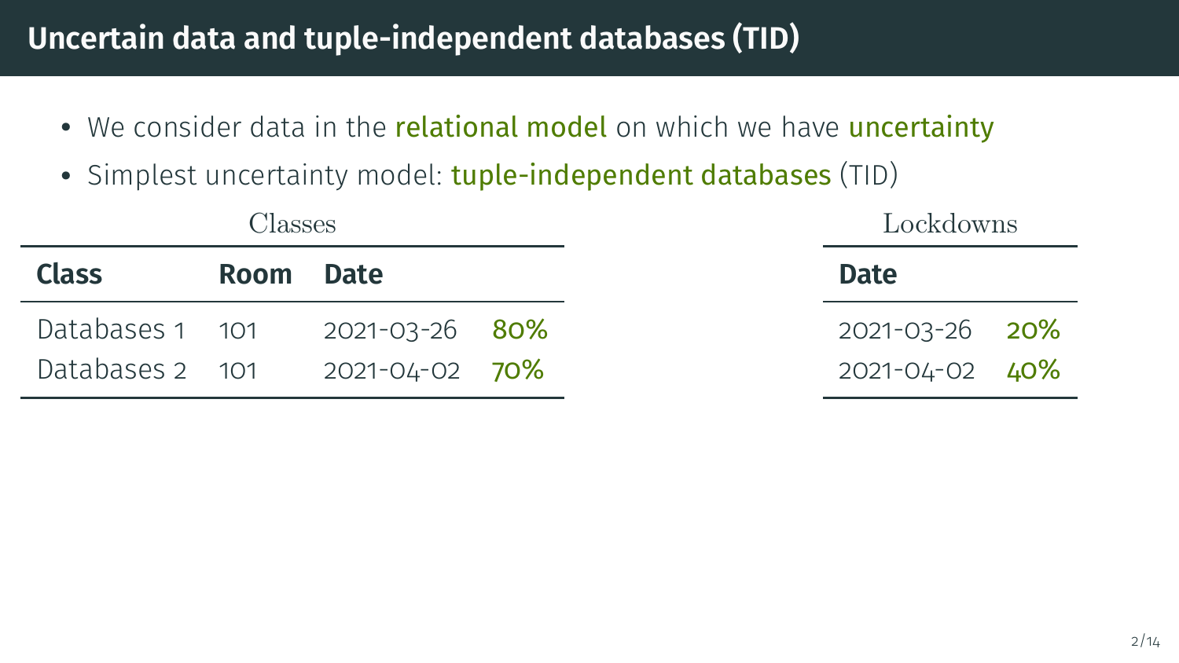# Uncertain data and tuple-independent databases (TID)

- We consider data in the relational model on which we have uncertainty
- Simplest uncertainty model: tuple-independent databases (TID)

Classes

| Class | Room | Date | |
|---|---|---|---|
| Databases 1 | 101 | 2021-03-26 | 80% |
| Databases 2 | 101 | 2021-04-02 | 70% |

Lockdowns

| Date | |
|---|---|
| 2021-03-26 | 20% |
| 2021-04-02 | 40% |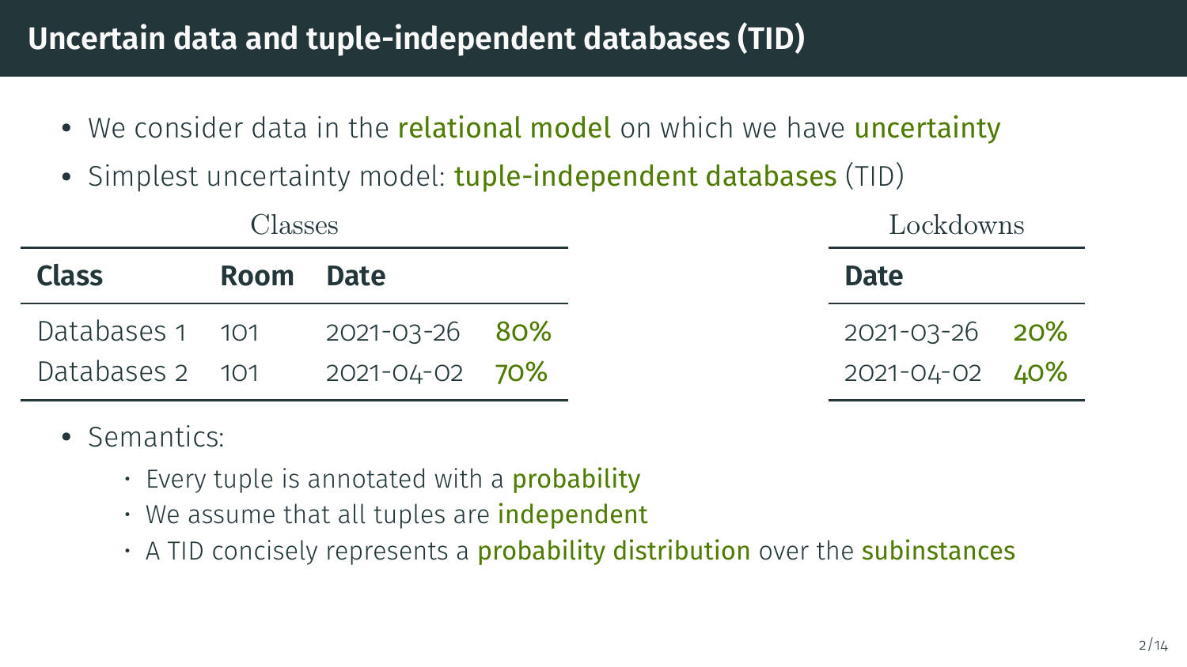# Uncertain data and tuple-independent databases (TID)

- We consider data in the relational model on which we have uncertainty
- Simplest uncertainty model: tuple-independent databases (TID)

Classes

| Class | Room | Date | |
|---|---|---|---|
| Databases 1 | 101 | 2021-03-26 | 80% |
| Databases 2 | 101 | 2021-04-02 | 70% |

Lockdowns

| Date | |
|---|---|
| 2021-03-26 | 20% |
| 2021-04-02 | 40% |

- Semantics:
  - Every tuple is annotated with a probability
  - We assume that all tuples are independent
  - A TID concisely represents a probability distribution over the subinstances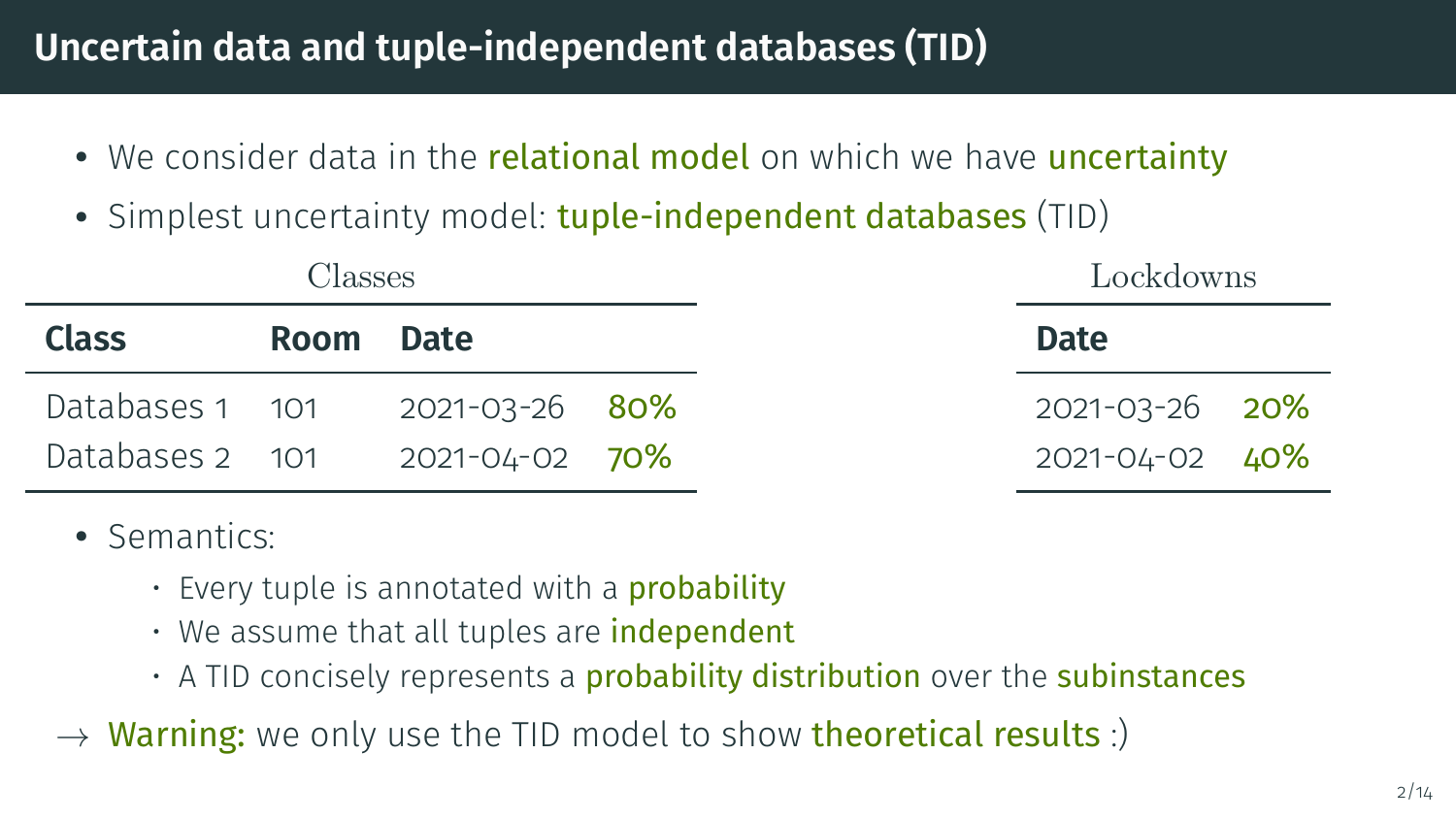# Uncertain data and tuple-independent databases (TID)

- We consider data in the relational model on which we have uncertainty
- Simplest uncertainty model: tuple-independent databases (TID)

Classes

| Class | Room | Date | |
|---|---|---|---|
| Databases 1 | 101 | 2021-03-26 | 80% |
| Databases 2 | 101 | 2021-04-02 | 70% |

Lockdowns

| Date | |
|---|---|
| 2021-03-26 | 20% |
| 2021-04-02 | 40% |

- Semantics:
  - Every tuple is annotated with a probability
  - We assume that all tuples are independent
  - A TID concisely represents a probability distribution over the subinstances

→ Warning: we only use the TID model to show theoretical results :)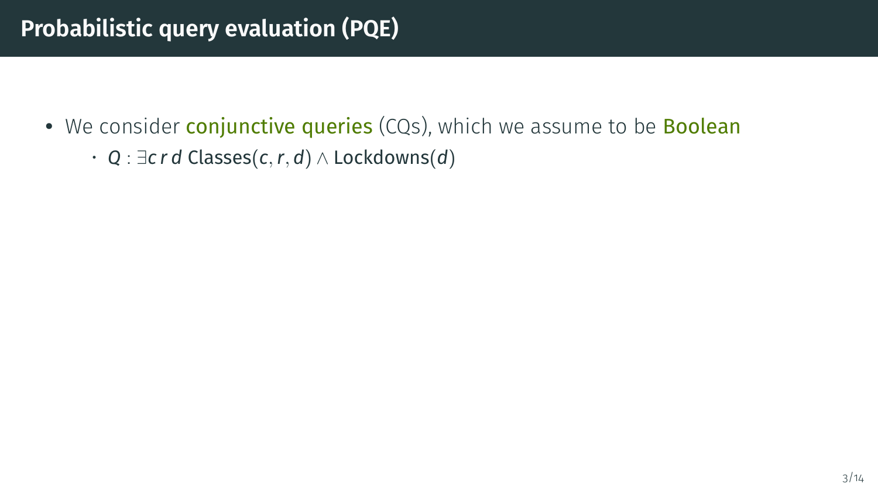# Probabilistic query evaluation (PQE)

- We consider **conjunctive queries** (CQs), which we assume to be **Boolean**
  - $Q : \exists c\, r\, d \; \text{Classes}(c, r, d) \wedge \text{Lockdowns}(d)$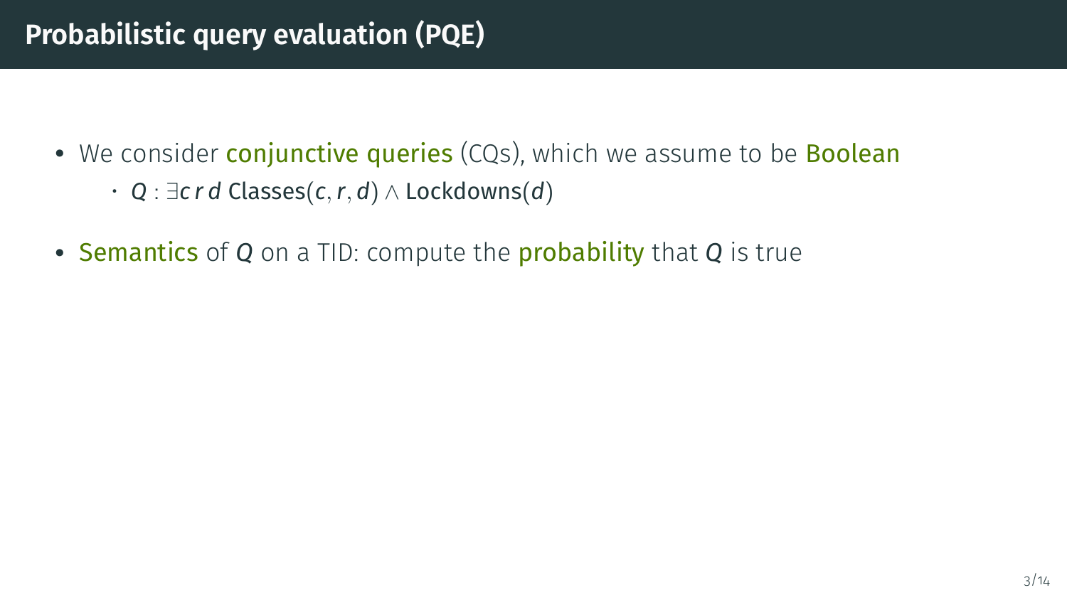# Probabilistic query evaluation (PQE)

- We consider **conjunctive queries** (CQs), which we assume to be **Boolean**
  - $Q : \exists c\, r\, d\ \text{Classes}(c, r, d) \wedge \text{Lockdowns}(d)$
- **Semantics** of $Q$ on a TID: compute the **probability** that $Q$ is true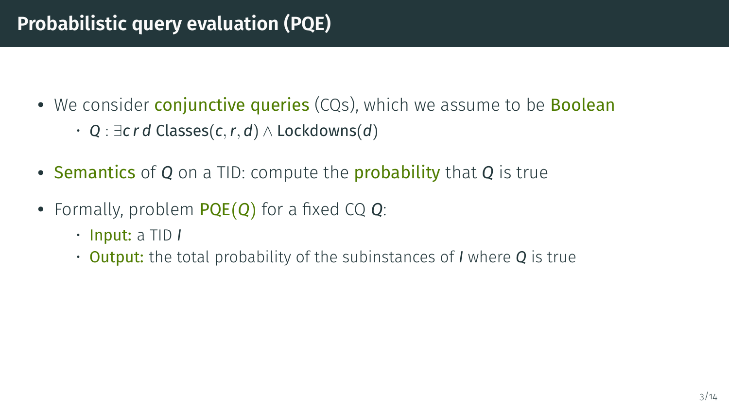# Probabilistic query evaluation (PQE)

- We consider **conjunctive queries** (CQs), which we assume to be **Boolean**
  - $Q : \exists c\, r\, d\ \text{Classes}(c, r, d) \wedge \text{Lockdowns}(d)$
- **Semantics** of $Q$ on a TID: compute the **probability** that $Q$ is true
- Formally, problem **PQE($Q$)** for a fixed CQ $Q$:
  - **Input:** a TID $I$
  - **Output:** the total probability of the subinstances of $I$ where $Q$ is true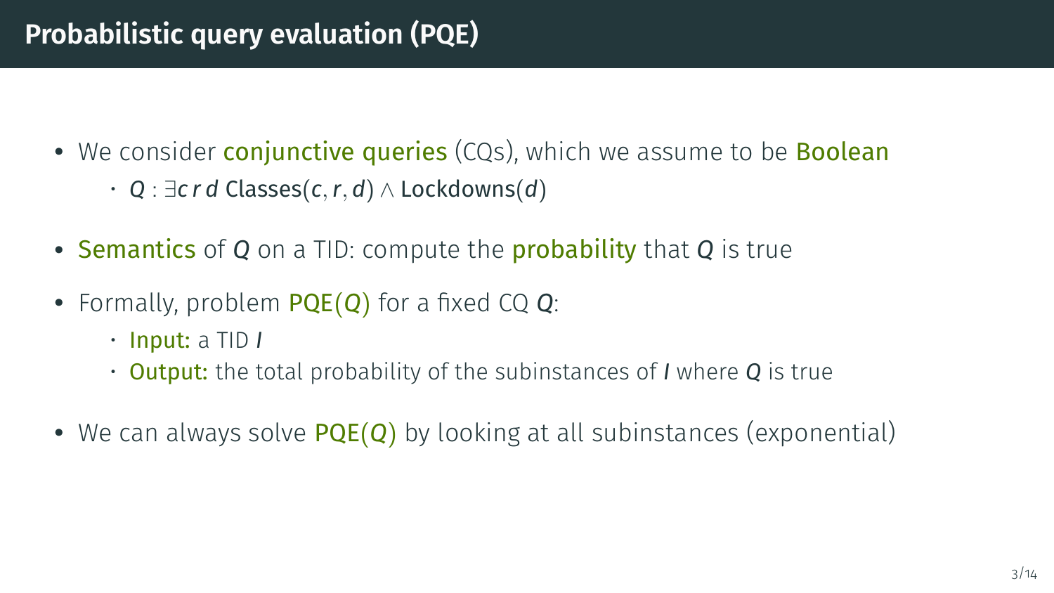# Probabilistic query evaluation (PQE)

- We consider **conjunctive queries** (CQs), which we assume to be **Boolean**
  - $Q : \exists c\, r\, d\ \text{Classes}(c, r, d) \wedge \text{Lockdowns}(d)$
- **Semantics** of $Q$ on a TID: compute the **probability** that $Q$ is true
- Formally, problem **PQE($Q$)** for a fixed CQ $Q$:
  - **Input:** a TID $I$
  - **Output:** the total probability of the subinstances of $I$ where $Q$ is true
- We can always solve **PQE($Q$)** by looking at all subinstances (exponential)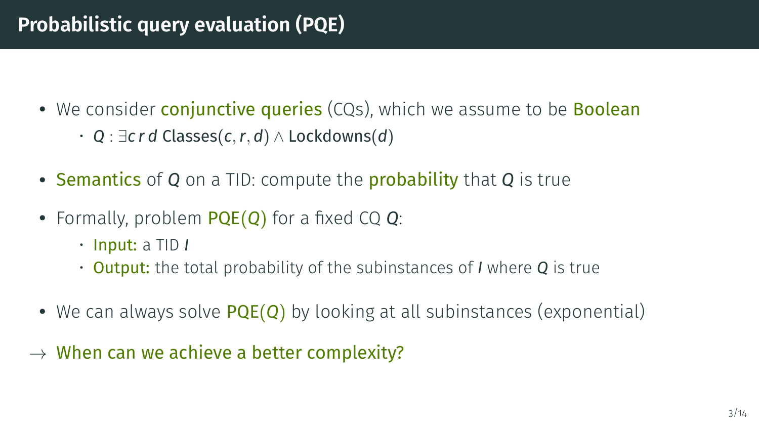# Probabilistic query evaluation (PQE)

- We consider **conjunctive queries** (CQs), which we assume to be **Boolean**
  - $Q : \exists c\, r\, d\ \text{Classes}(c, r, d) \wedge \text{Lockdowns}(d)$
- **Semantics** of $Q$ on a TID: compute the **probability** that $Q$ is true
- Formally, problem **PQE($Q$)** for a fixed CQ $Q$:
  - **Input:** a TID $I$
  - **Output:** the total probability of the subinstances of $I$ where $Q$ is true
- We can always solve **PQE($Q$)** by looking at all subinstances (exponential)

$\rightarrow$ **When can we achieve a better complexity?**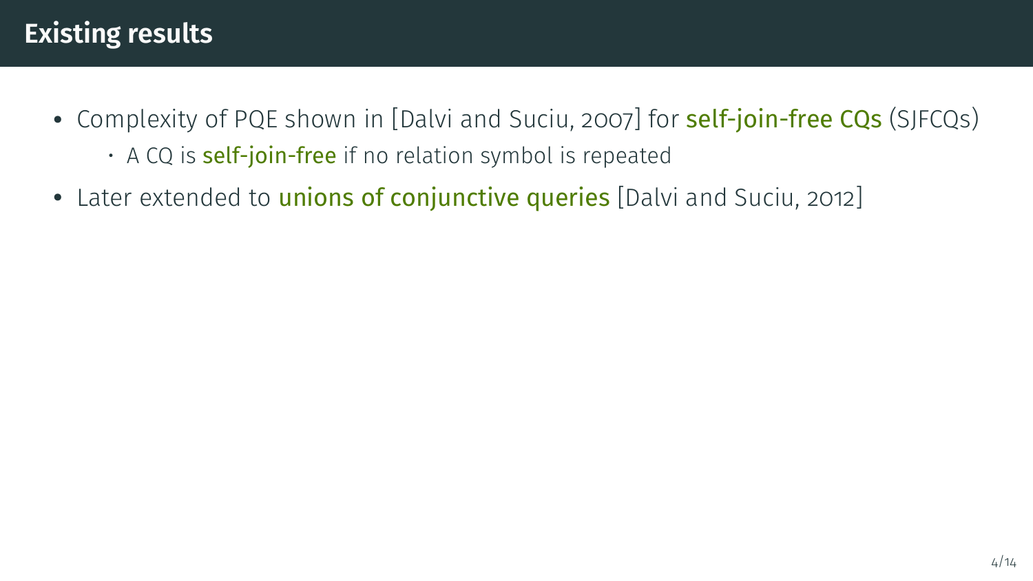# Existing results

- Complexity of PQE shown in [Dalvi and Suciu, 2007] for **self-join-free CQs** (SJFCQs)
  - A CQ is **self-join-free** if no relation symbol is repeated
- Later extended to **unions of conjunctive queries** [Dalvi and Suciu, 2012]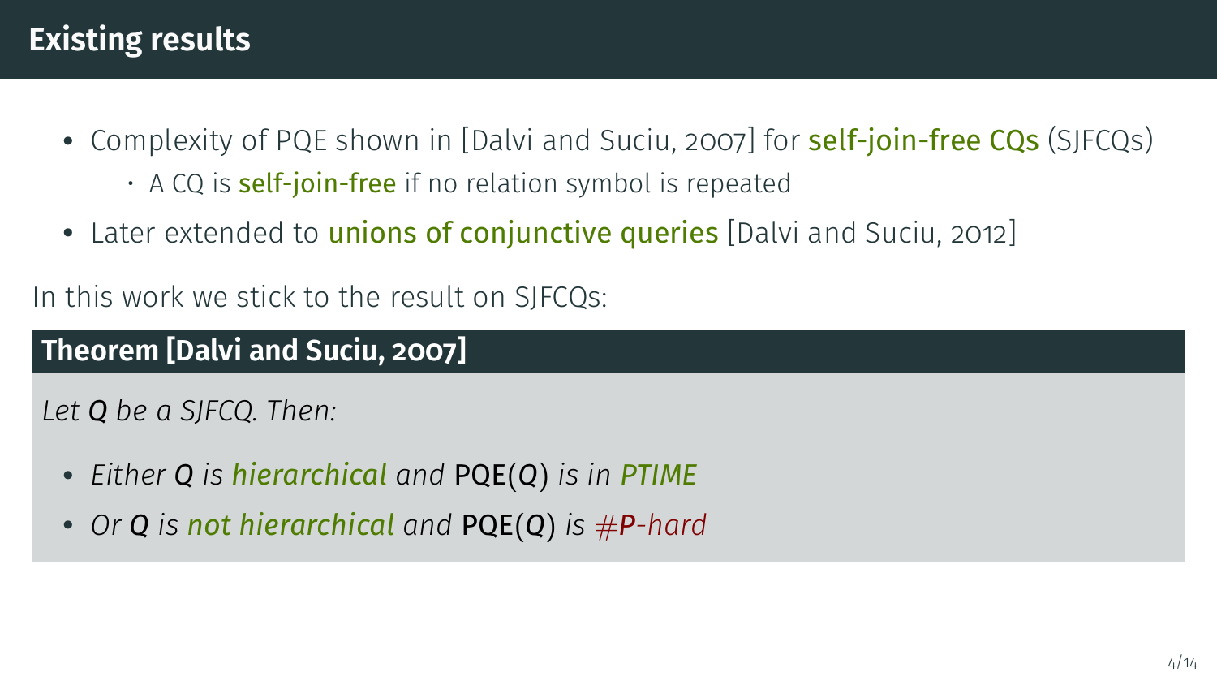# Existing results

- Complexity of PQE shown in [Dalvi and Suciu, 2007] for self-join-free CQs (SJFCQs)
  - A CQ is self-join-free if no relation symbol is repeated
- Later extended to unions of conjunctive queries [Dalvi and Suciu, 2012]

In this work we stick to the result on SJFCQs:

**Theorem [Dalvi and Suciu, 2007]**

*Let $Q$ be a SJFCQ. Then:*

- *Either $Q$ is hierarchical and* $\mathsf{PQE}(Q)$ *is in PTIME*
- *Or $Q$ is not hierarchical and* $\mathsf{PQE}(Q)$ *is $\#P$-hard*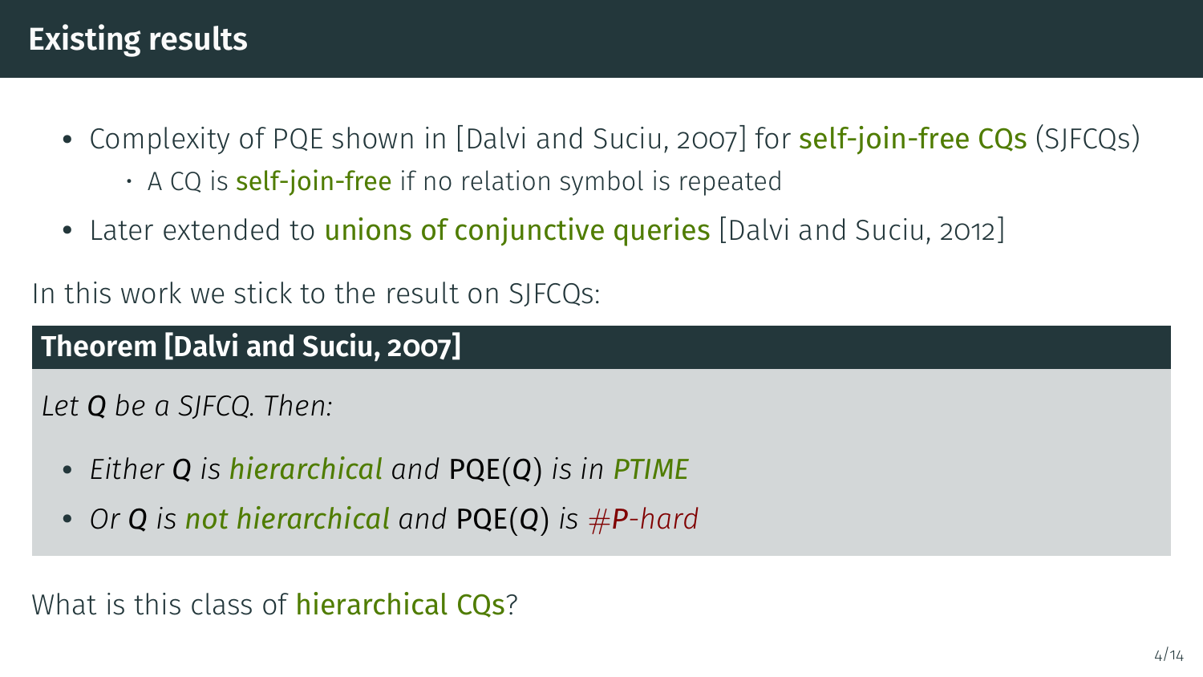# Existing results

- Complexity of PQE shown in [Dalvi and Suciu, 2007] for **self-join-free CQs** (SJFCQs)
  - A CQ is **self-join-free** if no relation symbol is repeated
- Later extended to **unions of conjunctive queries** [Dalvi and Suciu, 2012]

In this work we stick to the result on SJFCQs:

**Theorem [Dalvi and Suciu, 2007]**

*Let $Q$ be a SJFCQ. Then:*

- *Either $Q$ is **hierarchical** and $\mathsf{PQE}(Q)$ is in **PTIME***
- *Or $Q$ is **not hierarchical** and $\mathsf{PQE}(Q)$ is **#P-hard***

What is this class of **hierarchical CQs**?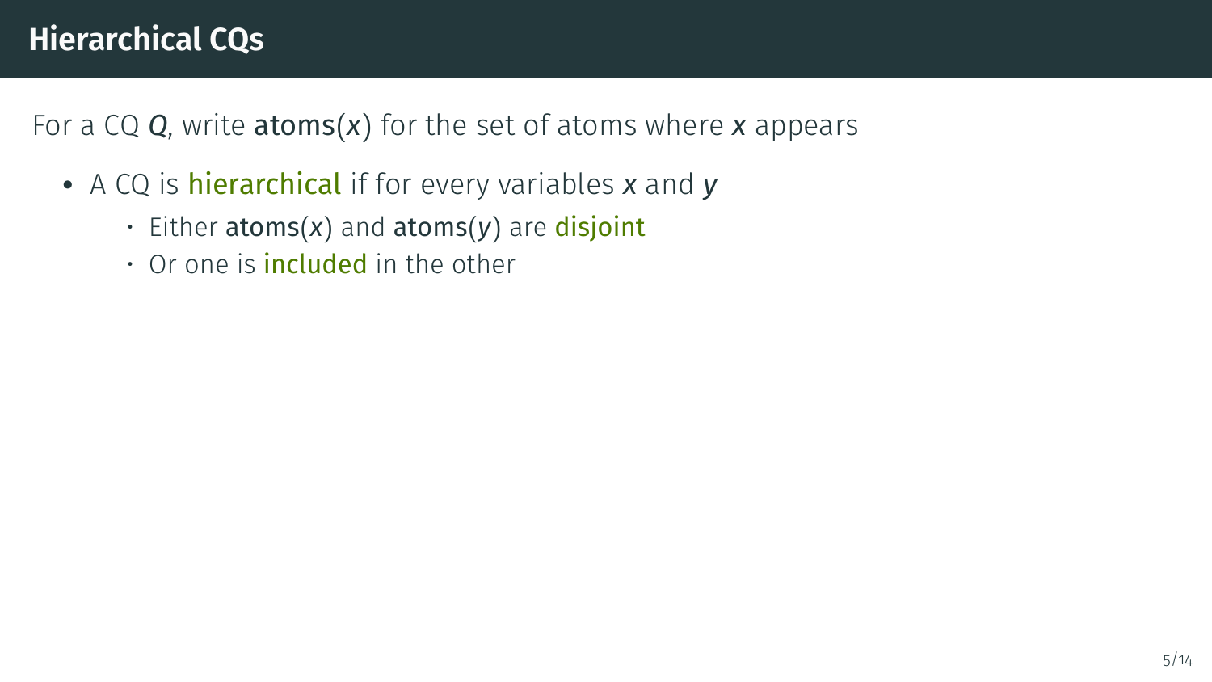# Hierarchical CQs

For a CQ $Q$, write $\text{atoms}(x)$ for the set of atoms where $x$ appears

- A CQ is **hierarchical** if for every variables $x$ and $y$
  - Either $\text{atoms}(x)$ and $\text{atoms}(y)$ are **disjoint**
  - Or one is **included** in the other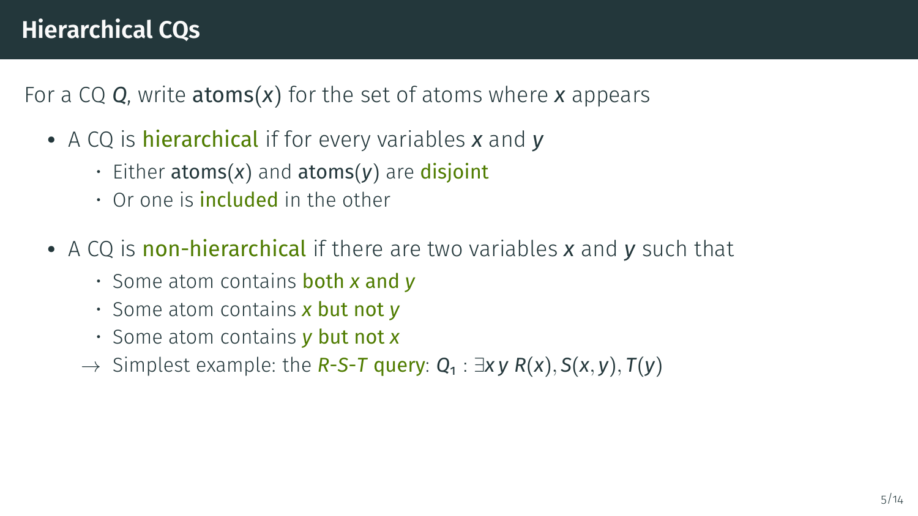## Hierarchical CQs

For a CQ $Q$, write $\mathbf{atoms}(x)$ for the set of atoms where $x$ appears

- A CQ is **hierarchical** if for every variables $x$ and $y$
  - Either $\mathbf{atoms}(x)$ and $\mathbf{atoms}(y)$ are **disjoint**
  - Or one is **included** in the other
- A CQ is **non-hierarchical** if there are two variables $x$ and $y$ such that
  - Some atom contains **both $x$ and $y$**
  - Some atom contains **$x$ but not $y$**
  - Some atom contains **$y$ but not $x$**

  → Simplest example: the ***R-S-T* query**: $Q_1 : \exists x\, y\; R(x), S(x, y), T(y)$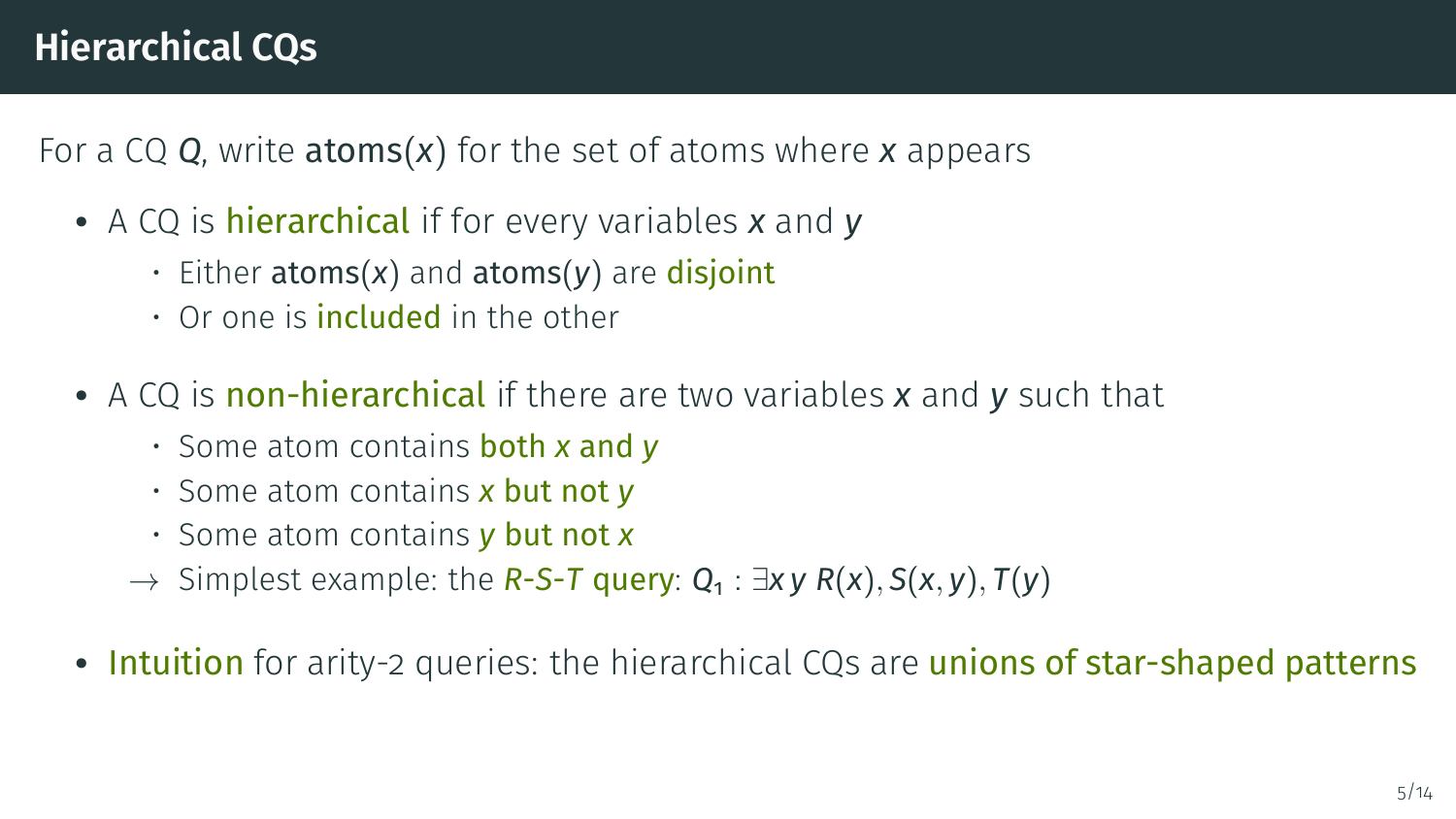# Hierarchical CQs

For a CQ $Q$, write $\text{atoms}(x)$ for the set of atoms where $x$ appears

- A CQ is **hierarchical** if for every variables $x$ and $y$
  - Either $\text{atoms}(x)$ and $\text{atoms}(y)$ are **disjoint**
  - Or one is **included** in the other
- A CQ is **non-hierarchical** if there are two variables $x$ and $y$ such that
  - Some atom contains **both $x$ and $y$**
  - Some atom contains **$x$ but not $y$**
  - Some atom contains **$y$ but not $x$**
  - $\rightarrow$ Simplest example: the ***R-S-T* query**: $Q_1 : \exists x\, y\; R(x), S(x,y), T(y)$
- **Intuition** for arity-2 queries: the hierarchical CQs are **unions of star-shaped patterns**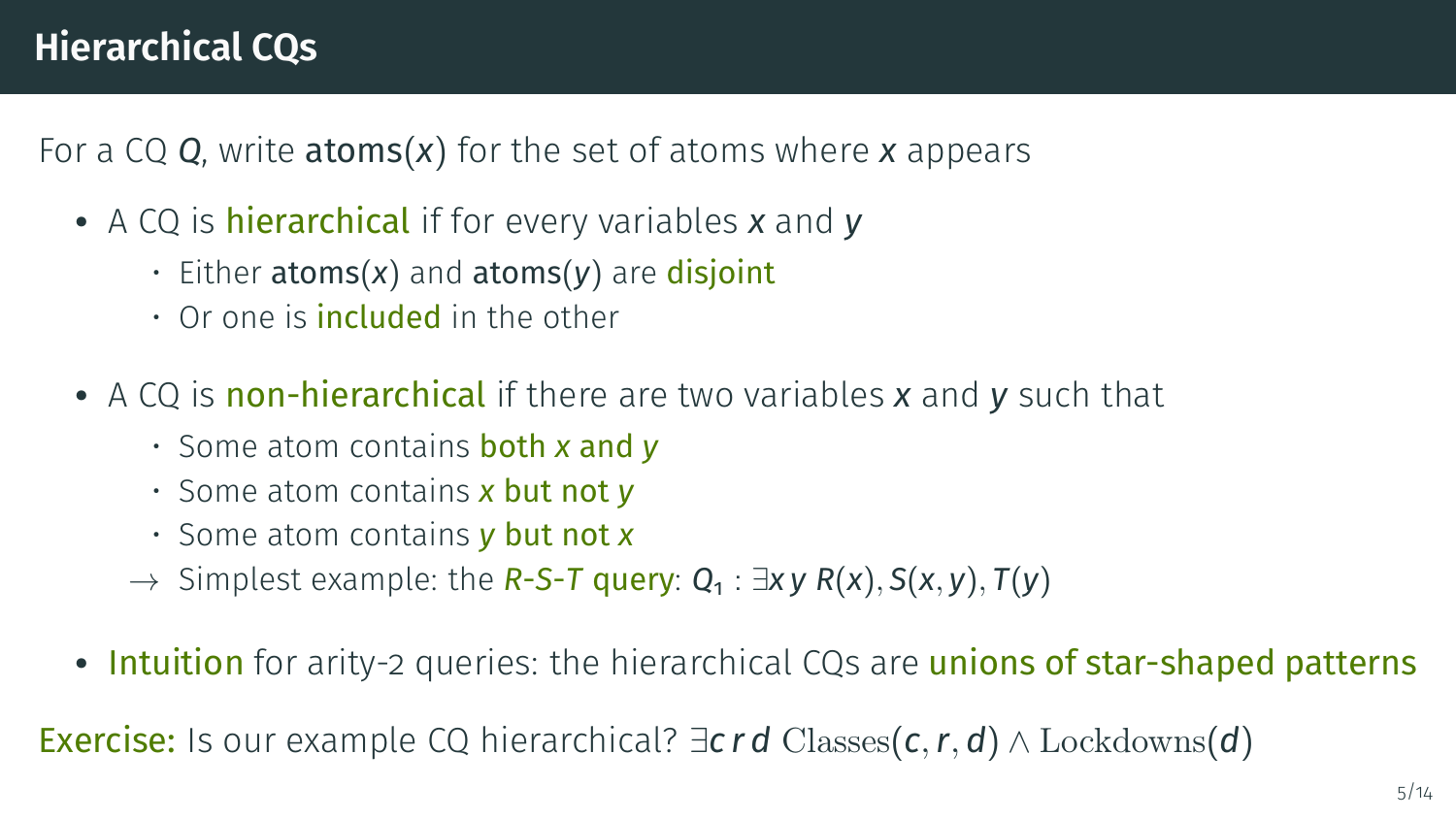# Hierarchical CQs

For a CQ $Q$, write $\text{atoms}(x)$ for the set of atoms where $x$ appears

- A CQ is **hierarchical** if for every variables $x$ and $y$
  - Either $\text{atoms}(x)$ and $\text{atoms}(y)$ are **disjoint**
  - Or one is **included** in the other
- A CQ is **non-hierarchical** if there are two variables $x$ and $y$ such that
  - Some atom contains **both $x$ and $y$**
  - Some atom contains **$x$ but not $y$**
  - Some atom contains **$y$ but not $x$**

  → Simplest example: the ***R-S-T* query**: $Q_1 : \exists x\, y\; R(x), S(x, y), T(y)$
- **Intuition** for arity-2 queries: the hierarchical CQs are **unions of star-shaped patterns**

**Exercise:** Is our example CQ hierarchical? $\exists c\, r\, d\ \text{Classes}(c, r, d) \wedge \text{Lockdowns}(d)$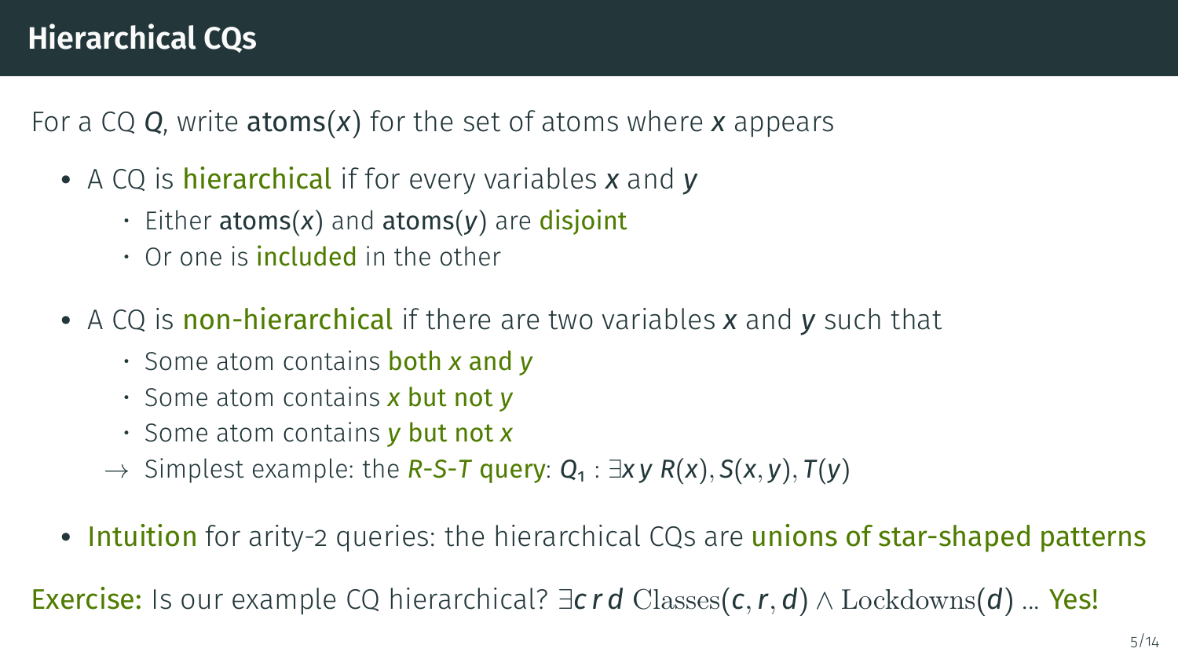# Hierarchical CQs

For a CQ $Q$, write $\mathsf{atoms}(x)$ for the set of atoms where $x$ appears

- A CQ is **hierarchical** if for every variables $x$ and $y$
  - Either $\mathsf{atoms}(x)$ and $\mathsf{atoms}(y)$ are **disjoint**
  - Or one is **included** in the other
- A CQ is **non-hierarchical** if there are two variables $x$ and $y$ such that
  - Some atom contains **both $x$ and $y$**
  - Some atom contains **$x$ but not $y$**
  - Some atom contains **$y$ but not $x$**
  - → Simplest example: the ***R-S-T* query**: $Q_1 : \exists x\, y\; R(x), S(x, y), T(y)$
- **Intuition** for arity-2 queries: the hierarchical CQs are **unions of star-shaped patterns**

**Exercise:** Is our example CQ hierarchical? $\exists c\, r\, d\; \mathrm{Classes}(c, r, d) \land \mathrm{Lockdowns}(d)$ ... **Yes!**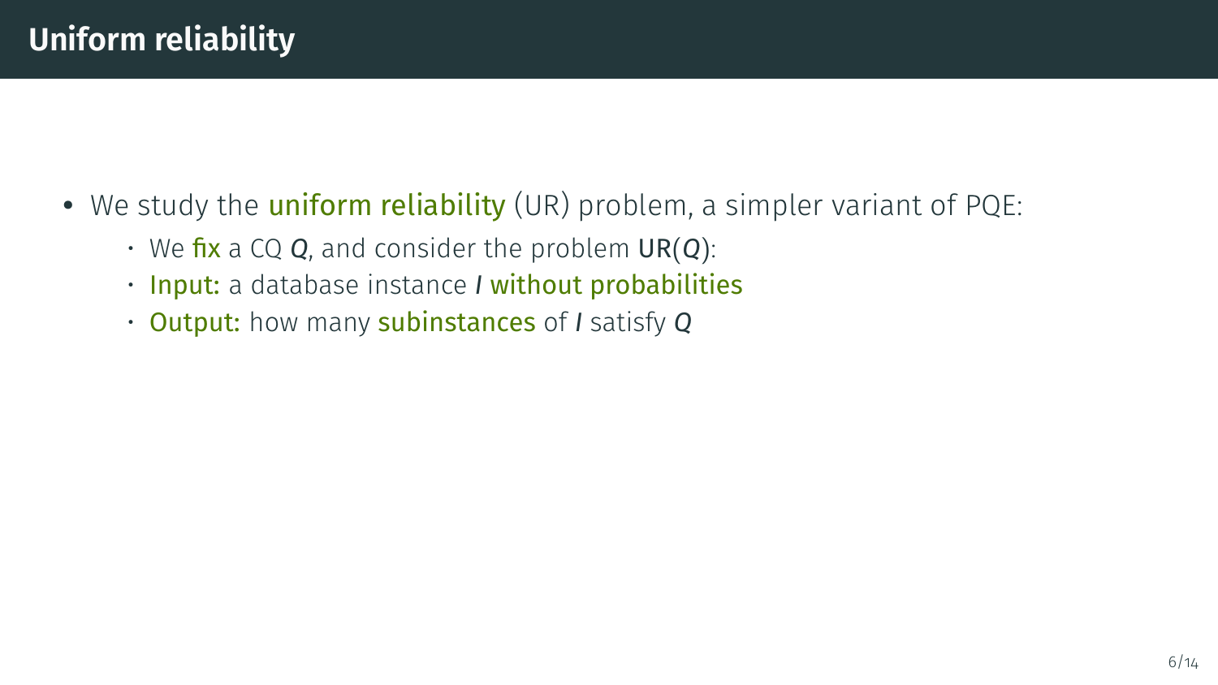# Uniform reliability

- We study the **uniform reliability** (UR) problem, a simpler variant of PQE:
  - We **fix** a CQ $Q$, and consider the problem $\mathsf{UR}(Q)$:
  - **Input:** a database instance $I$ **without probabilities**
  - **Output:** how many **subinstances** of $I$ satisfy $Q$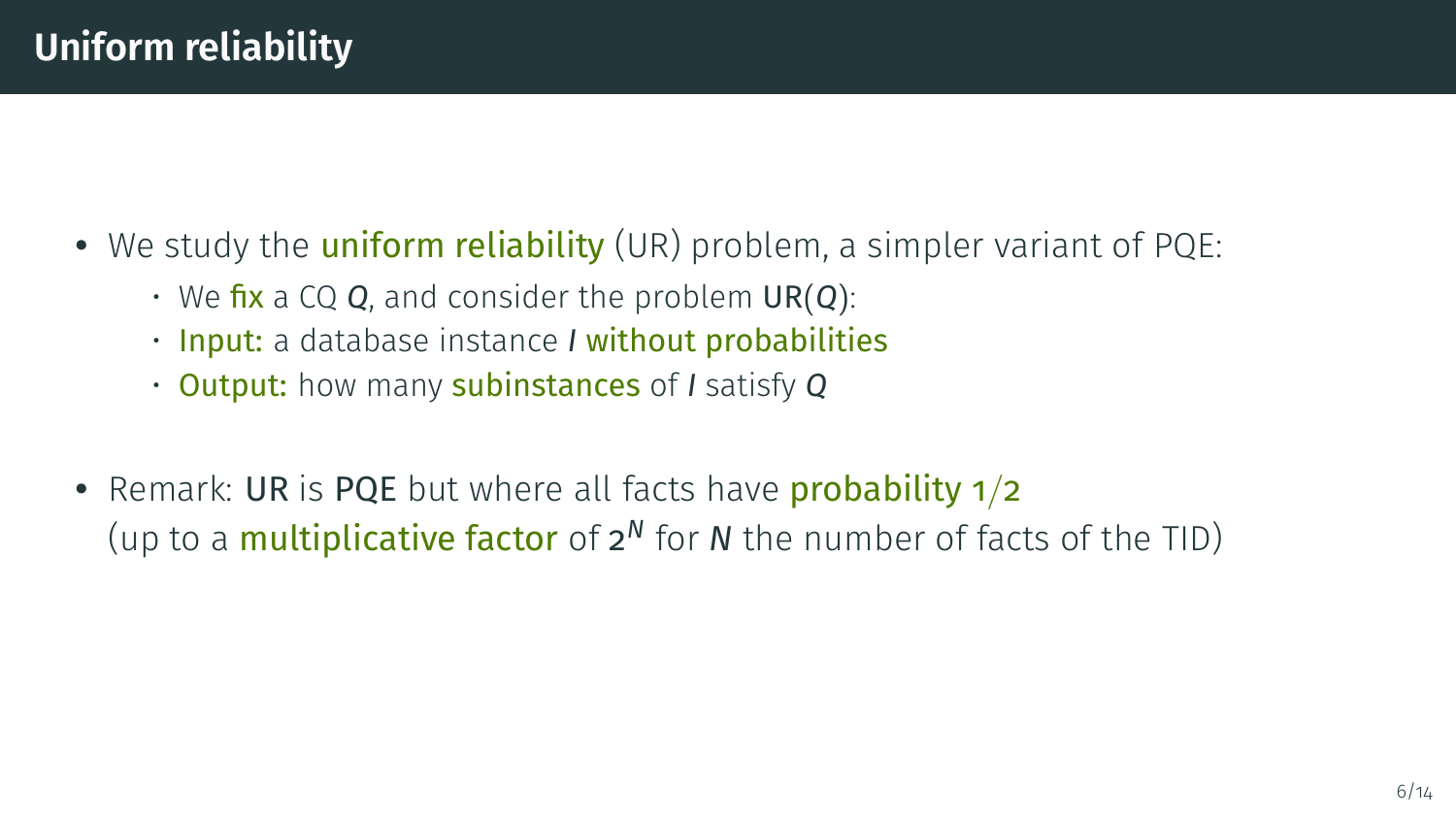# Uniform reliability

- We study the **uniform reliability** (UR) problem, a simpler variant of PQE:
  - We **fix** a CQ $Q$, and consider the problem $\mathrm{UR}(Q)$:
  - **Input:** a database instance $I$ **without probabilities**
  - **Output:** how many **subinstances** of $I$ satisfy $Q$
- Remark: UR is PQE but where all facts have **probability** $1/2$ (up to a **multiplicative factor** of $2^N$ for $N$ the number of facts of the TID)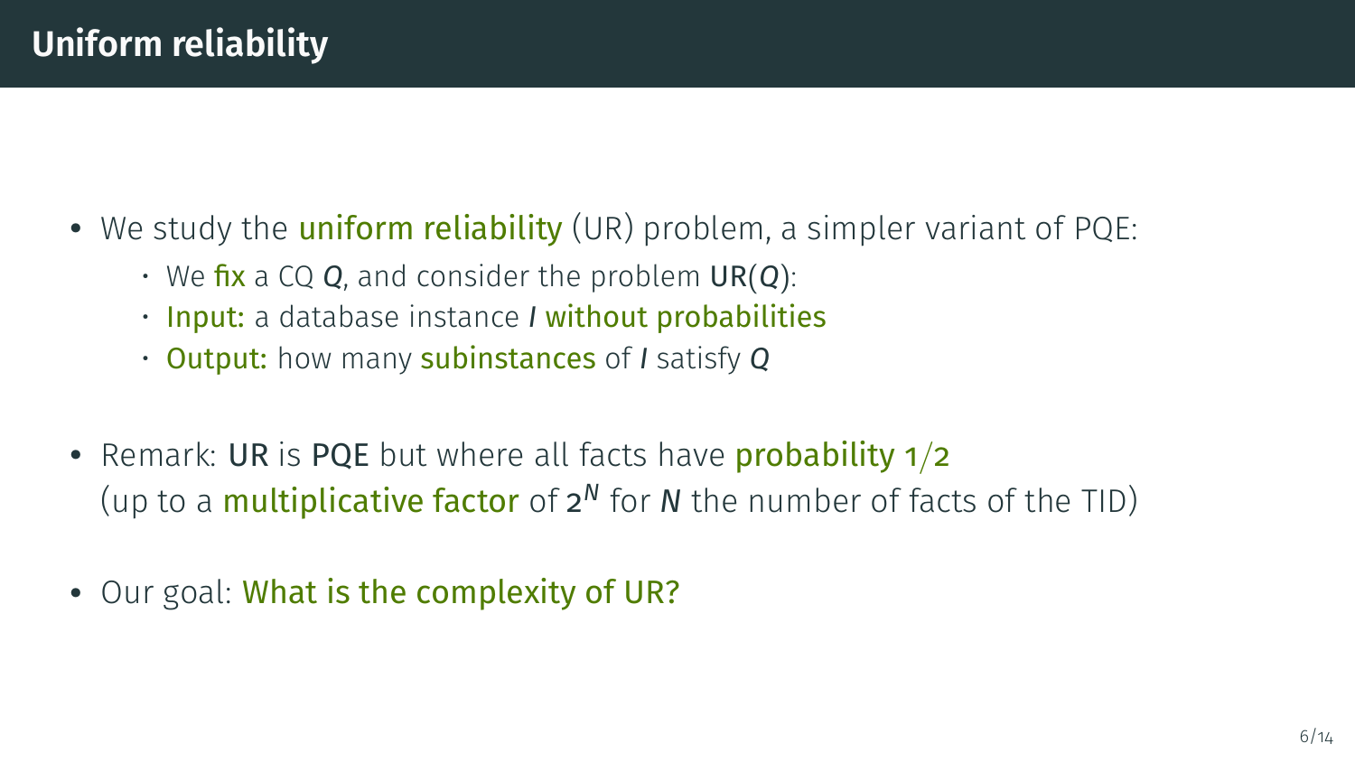# Uniform reliability

- We study the **uniform reliability** (UR) problem, a simpler variant of PQE:
  - We **fix** a CQ $Q$, and consider the problem $\mathsf{UR}(Q)$:
  - **Input:** a database instance $I$ **without probabilities**
  - **Output:** how many **subinstances** of $I$ satisfy $Q$
- Remark: UR is PQE but where all facts have **probability** $1/2$ (up to a **multiplicative factor** of $2^N$ for $N$ the number of facts of the TID)
- Our goal: **What is the complexity of UR?**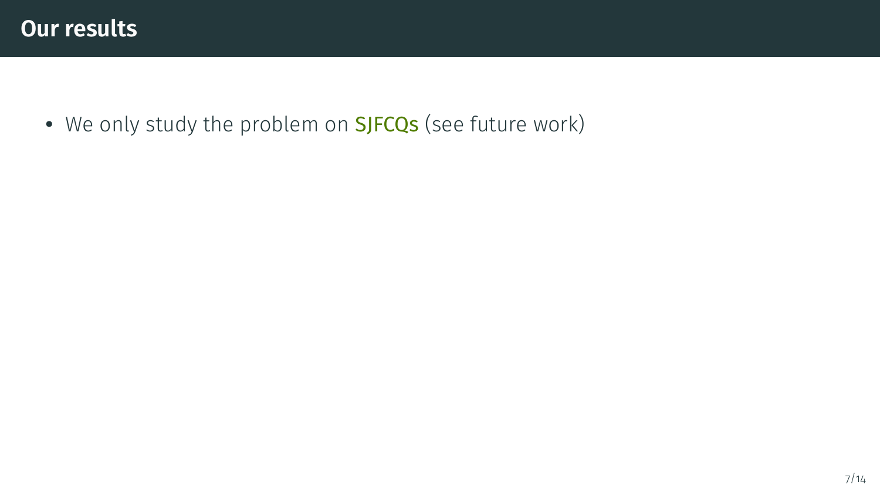# Our results

- We only study the problem on SJFCQs (see future work)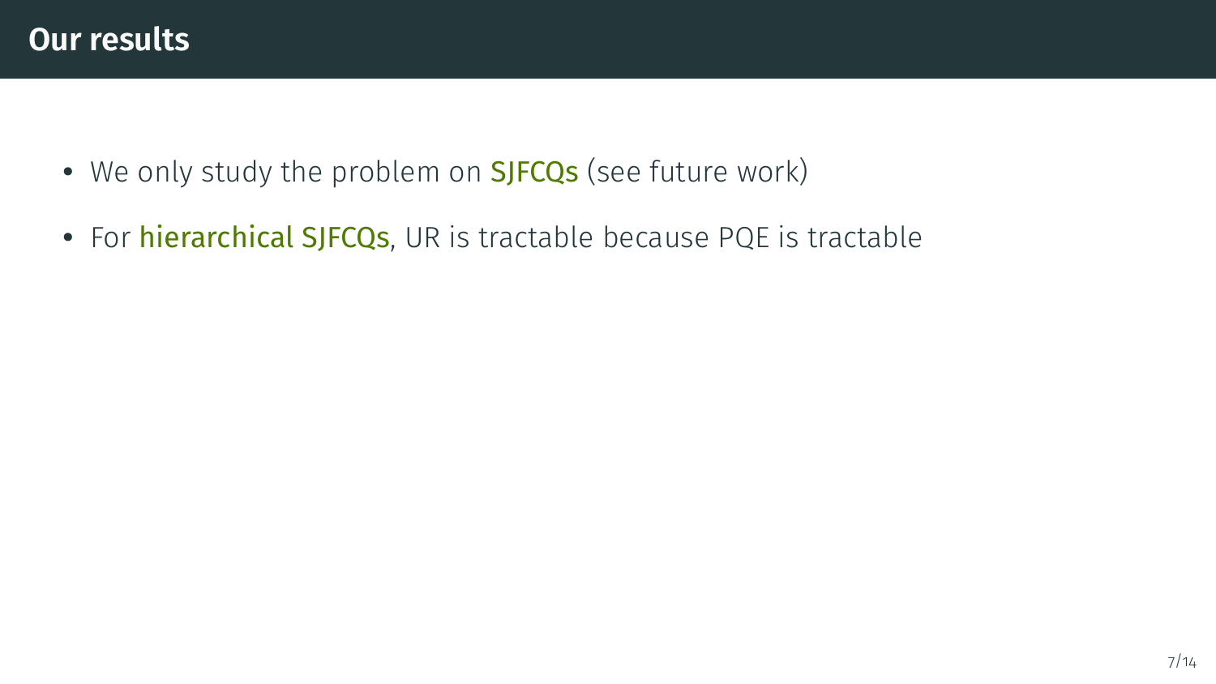# Our results

- We only study the problem on SJFCQs (see future work)
- For hierarchical SJFCQs, UR is tractable because PQE is tractable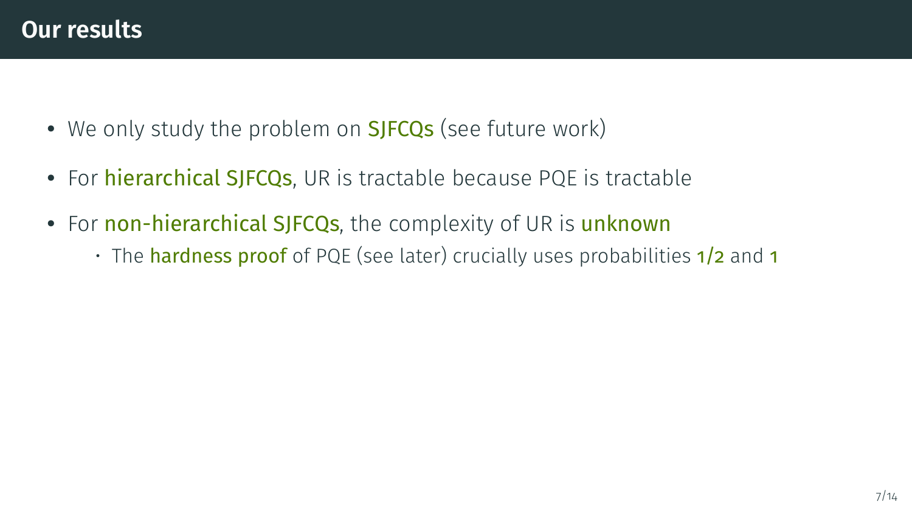# Our results

- We only study the problem on SJFCQs (see future work)
- For hierarchical SJFCQs, UR is tractable because PQE is tractable
- For non-hierarchical SJFCQs, the complexity of UR is unknown
  - The hardness proof of PQE (see later) crucially uses probabilities 1/2 and 1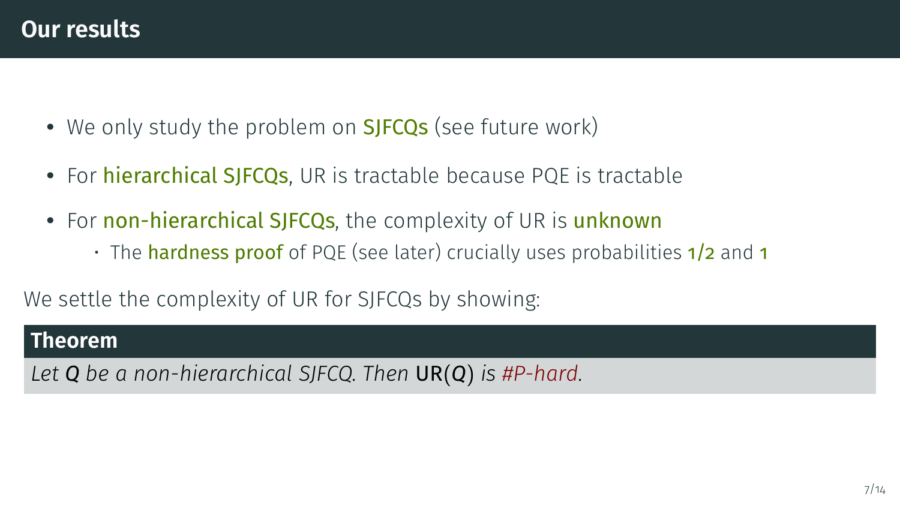# Our results

- We only study the problem on SJFCQs (see future work)
- For hierarchical SJFCQs, UR is tractable because PQE is tractable
- For non-hierarchical SJFCQs, the complexity of UR is unknown
  - The hardness proof of PQE (see later) crucially uses probabilities $1/2$ and $1$

We settle the complexity of UR for SJFCQs by showing:

**Theorem**

*Let $Q$ be a non-hierarchical SJFCQ. Then $\mathsf{UR}(Q)$ is #P-hard.*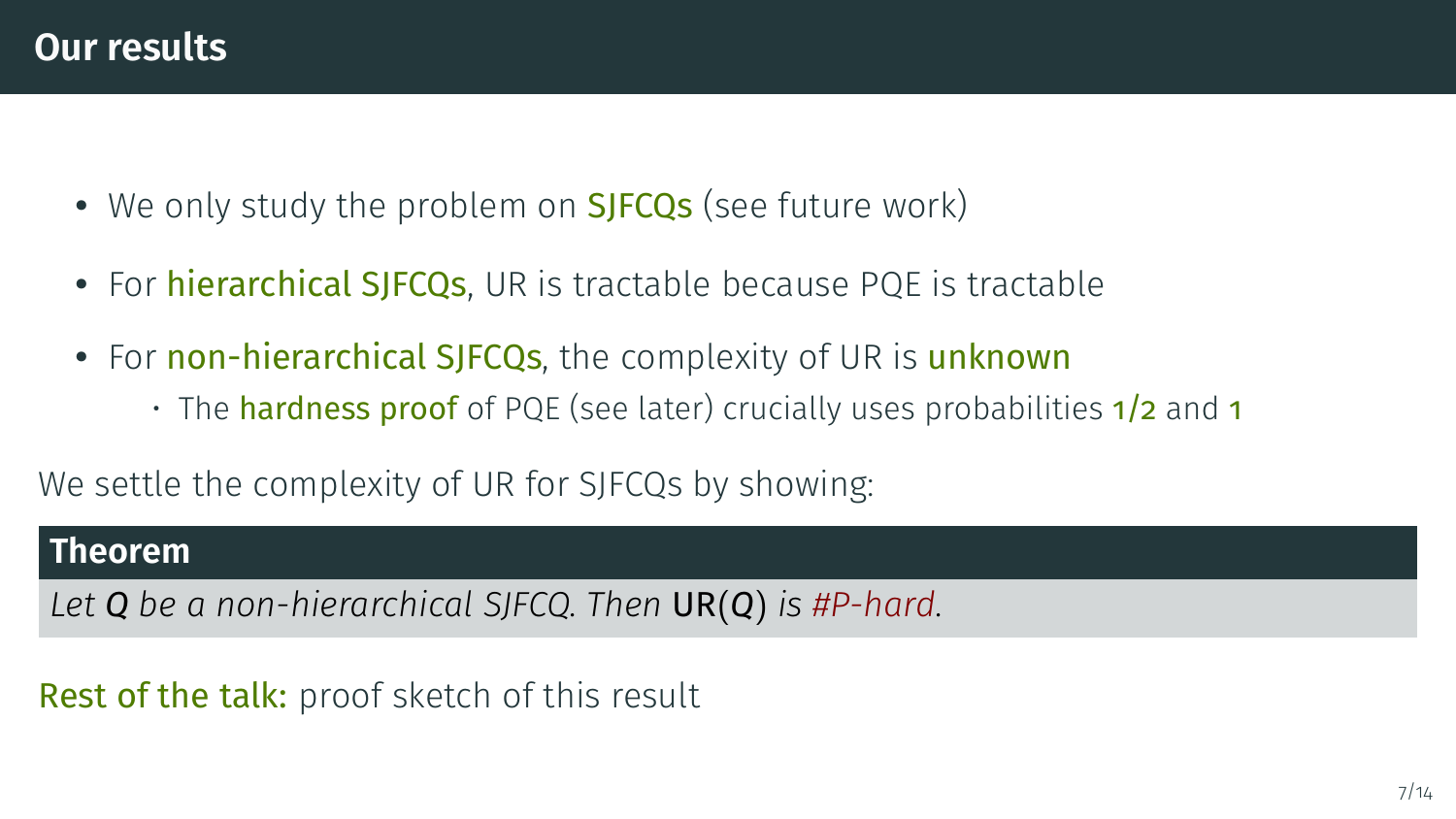## Our results

- We only study the problem on SJFCQs (see future work)
- For hierarchical SJFCQs, UR is tractable because PQE is tractable
- For non-hierarchical SJFCQs, the complexity of UR is unknown
  - The hardness proof of PQE (see later) crucially uses probabilities $1/2$ and $1$

We settle the complexity of UR for SJFCQs by showing:

**Theorem**

*Let $Q$ be a non-hierarchical SJFCQ. Then $\mathsf{UR}(Q)$ is #P-hard.*

Rest of the talk: proof sketch of this result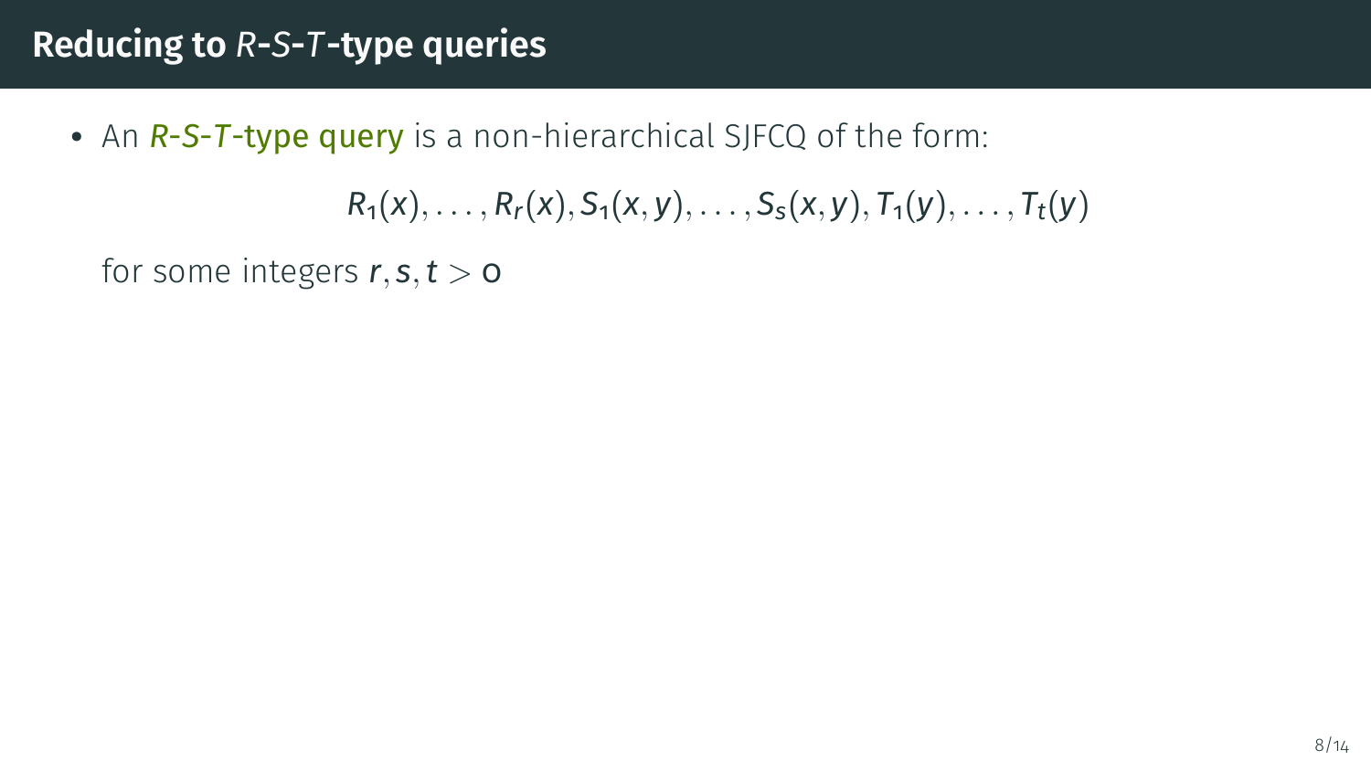# Reducing to $R$-$S$-$T$-type queries

- An ***R*-*S*-*T*-type query** is a non-hierarchical SJFCQ of the form:

$$R_1(x), \ldots, R_r(x), S_1(x, y), \ldots, S_s(x, y), T_1(y), \ldots, T_t(y)$$

  for some integers $r, s, t > 0$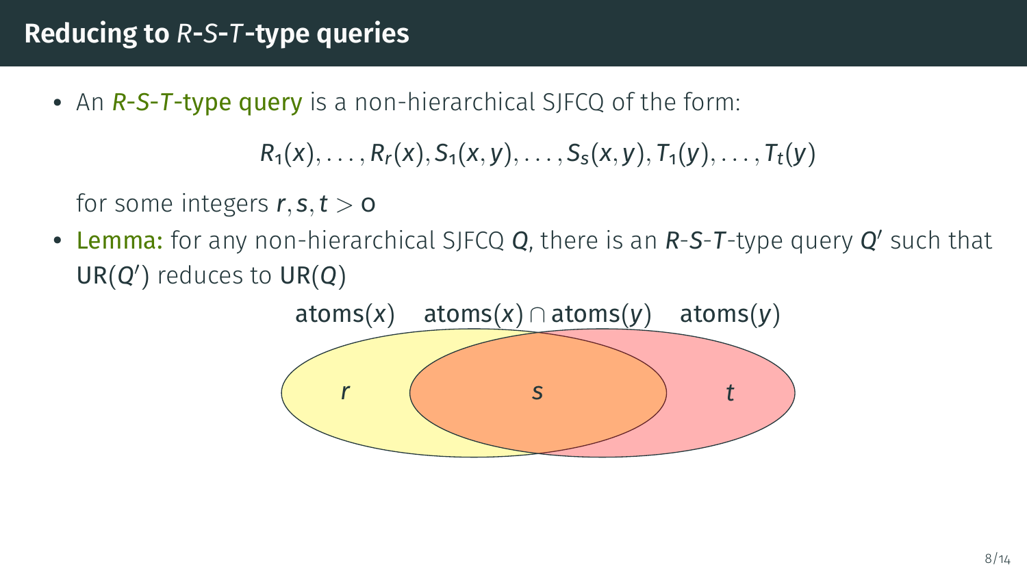# Reducing to $R$-$S$-$T$-type queries

- An ***R*-*S*-*T*-type query** is a non-hierarchical SJFCQ of the form:

$$R_1(x), \ldots, R_r(x), S_1(x, y), \ldots, S_s(x, y), T_1(y), \ldots, T_t(y)$$

  for some integers $r, s, t > 0$

- **Lemma:** for any non-hierarchical SJFCQ $Q$, there is an $R$-$S$-$T$-type query $Q'$ such that $\mathrm{UR}(Q')$ reduces to $\mathrm{UR}(Q)$

atoms($x$) atoms($x$) $\cap$ atoms($y$) atoms($y$)

$r$ $s$ $t$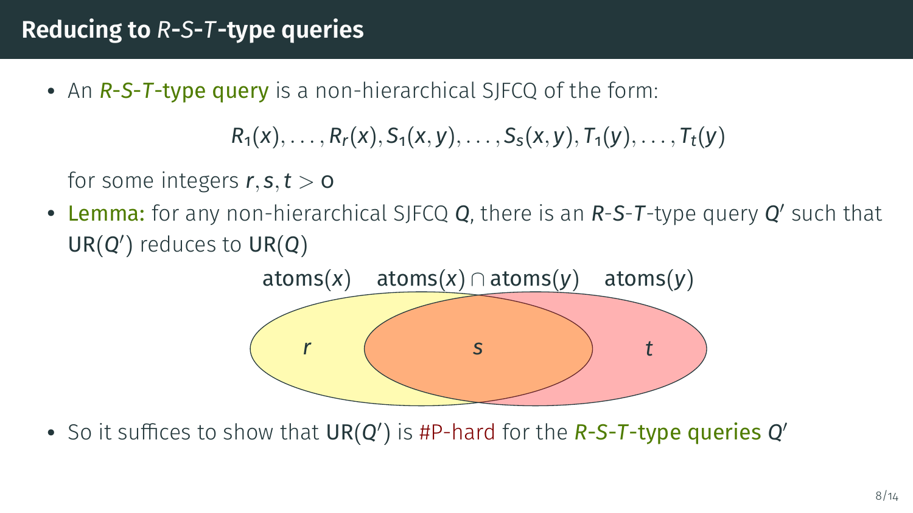# Reducing to $R$-$S$-$T$-type queries

- An *$R$-$S$-$T$-type query* is a non-hierarchical SJFCQ of the form:

$$R_1(x), \ldots, R_r(x), S_1(x,y), \ldots, S_s(x,y), T_1(y), \ldots, T_t(y)$$

  for some integers $r, s, t > 0$

- **Lemma:** for any non-hierarchical SJFCQ $Q$, there is an $R$-$S$-$T$-type query $Q'$ such that $\mathrm{UR}(Q')$ reduces to $\mathrm{UR}(Q)$

atoms($x$) atoms($x$) $\cap$ atoms($y$) atoms($y$)

$r$ $s$ $t$

- So it suffices to show that $\mathrm{UR}(Q')$ is #P-hard for the *$R$-$S$-$T$-type queries* $Q'$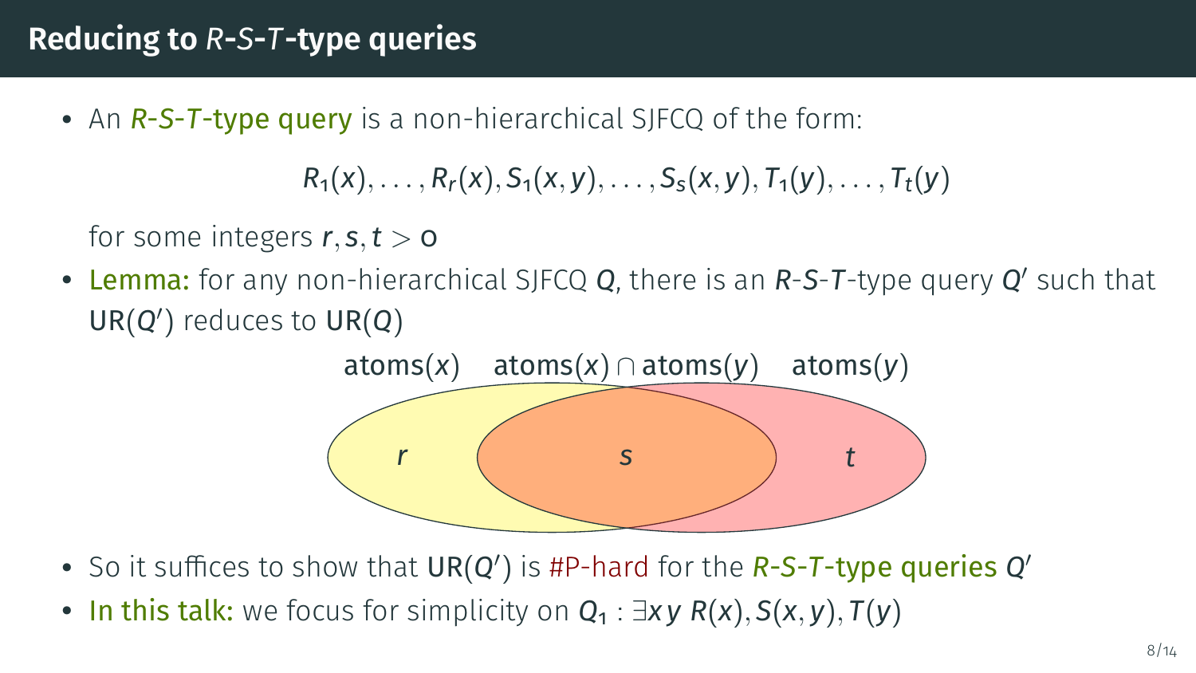## Reducing to $R$-$S$-$T$-type queries

- An *$R$-$S$-$T$-type query* is a non-hierarchical SJFCQ of the form:

$$R_1(x), \ldots, R_r(x), S_1(x,y), \ldots, S_s(x,y), T_1(y), \ldots, T_t(y)$$

  for some integers $r, s, t > 0$

- **Lemma:** for any non-hierarchical SJFCQ $Q$, there is an $R$-$S$-$T$-type query $Q'$ such that $\mathrm{UR}(Q')$ reduces to $\mathrm{UR}(Q)$

atoms($x$) atoms($x$) $\cap$ atoms($y$) atoms($y$)

$r$ $s$ $t$

- So it suffices to show that $\mathrm{UR}(Q')$ is #P-hard for the *$R$-$S$-$T$-type queries* $Q'$
- **In this talk:** we focus for simplicity on $Q_1 : \exists x\, y\ R(x), S(x,y), T(y)$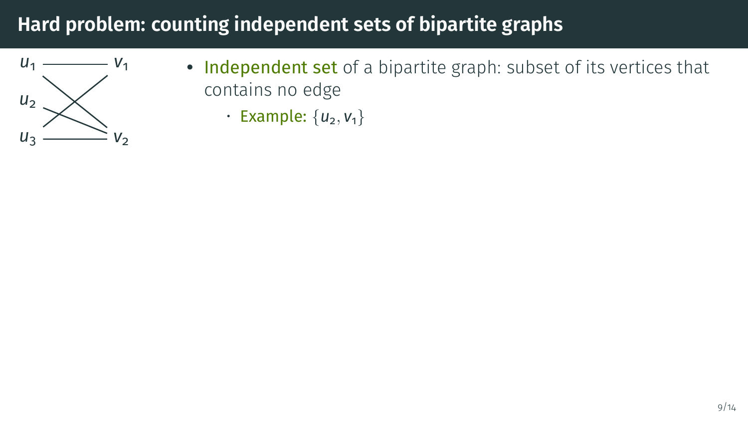# Hard problem: counting independent sets of bipartite graphs

- Independent set of a bipartite graph: subset of its vertices that contains no edge
  - Example: $\{u_2, v_1\}$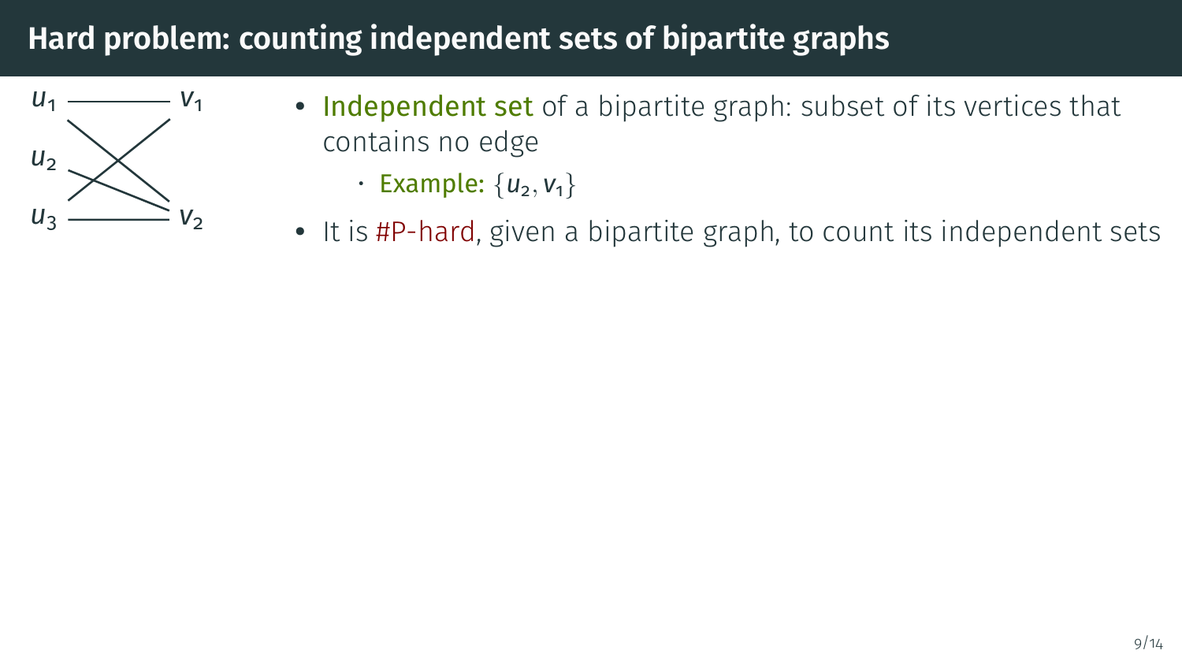# Hard problem: counting independent sets of bipartite graphs

- Independent set of a bipartite graph: subset of its vertices that contains no edge
  - Example: $\{u_2, v_1\}$
- It is #P-hard, given a bipartite graph, to count its independent sets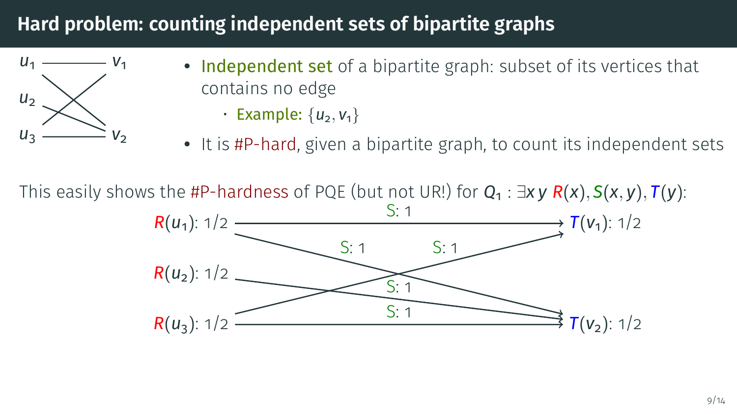# Hard problem: counting independent sets of bipartite graphs

- Independent set of a bipartite graph: subset of its vertices that contains no edge
  - Example: $\{u_2, v_1\}$
- It is #P-hard, given a bipartite graph, to count its independent sets

This easily shows the #P-hardness of PQE (but not UR!) for $Q_1 : \exists x\, y\ R(x), S(x, y), T(y)$:

$R(u_1)$: 1/2, $R(u_2)$: 1/2, $R(u_3)$: 1/2, $T(v_1)$: 1/2, $T(v_2)$: 1/2; each edge labeled S: 1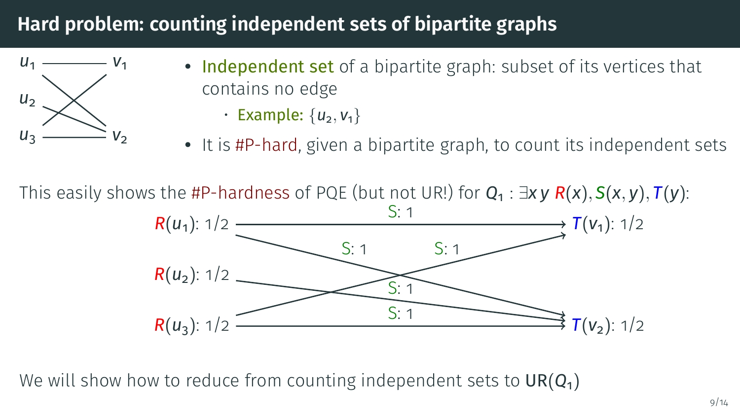# Hard problem: counting independent sets of bipartite graphs

- Independent set of a bipartite graph: subset of its vertices that contains no edge
  - Example: $\{u_2, v_1\}$
- It is #P-hard, given a bipartite graph, to count its independent sets

This easily shows the #P-hardness of PQE (but not UR!) for $Q_1 : \exists x\, y\; R(x), S(x,y), T(y)$:

$R(u_1)$: 1/2, $R(u_2)$: 1/2, $R(u_3)$: 1/2

$T(v_1)$: 1/2, $T(v_2)$: 1/2

S: 1 (each edge)

We will show how to reduce from counting independent sets to $\mathsf{UR}(Q_1)$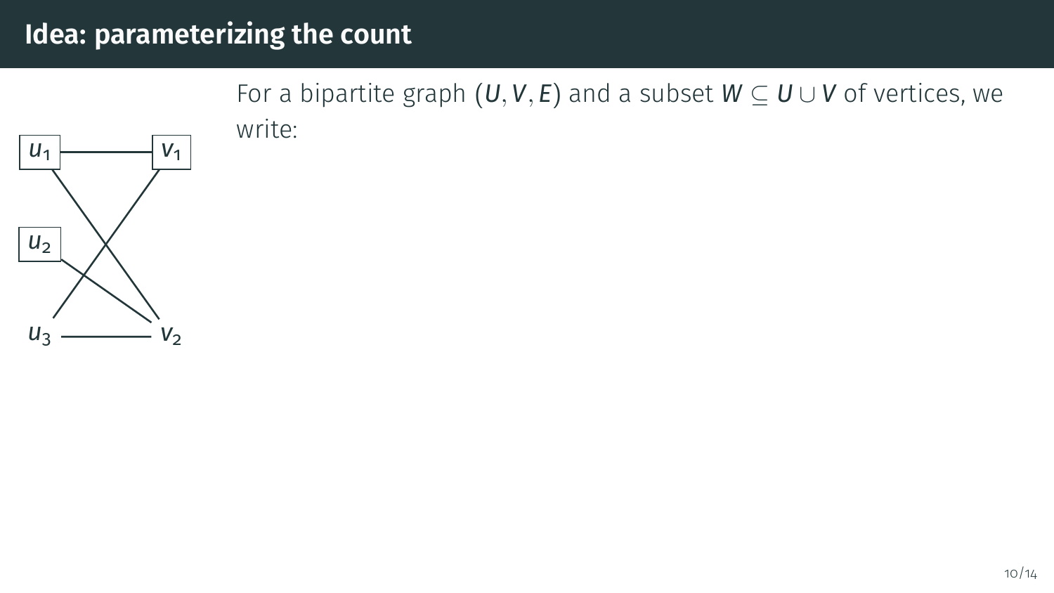# Idea: parameterizing the count

For a bipartite graph $(U, V, E)$ and a subset $W \subseteq U \cup V$ of vertices, we write: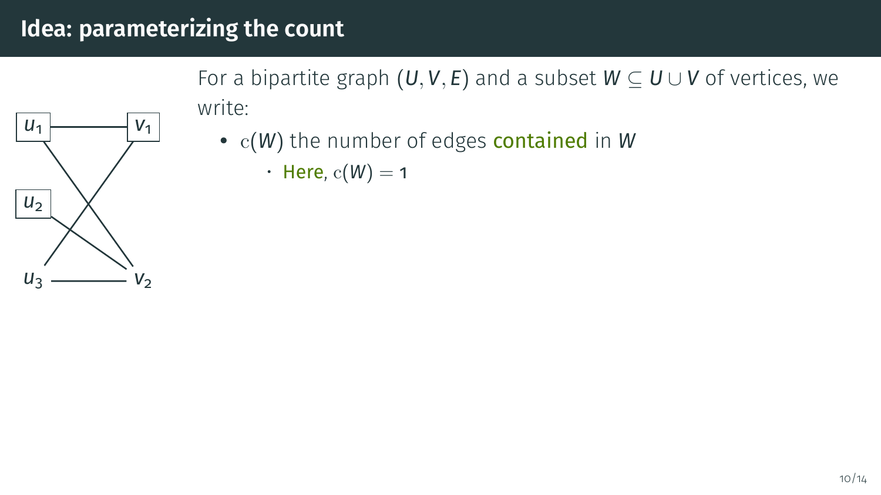# Idea: parameterizing the count

For a bipartite graph $(U, V, E)$ and a subset $W \subseteq U \cup V$ of vertices, we write:

- $\mathrm{c}(W)$ the number of edges **contained** in $W$
  - Here, $\mathrm{c}(W) = 1$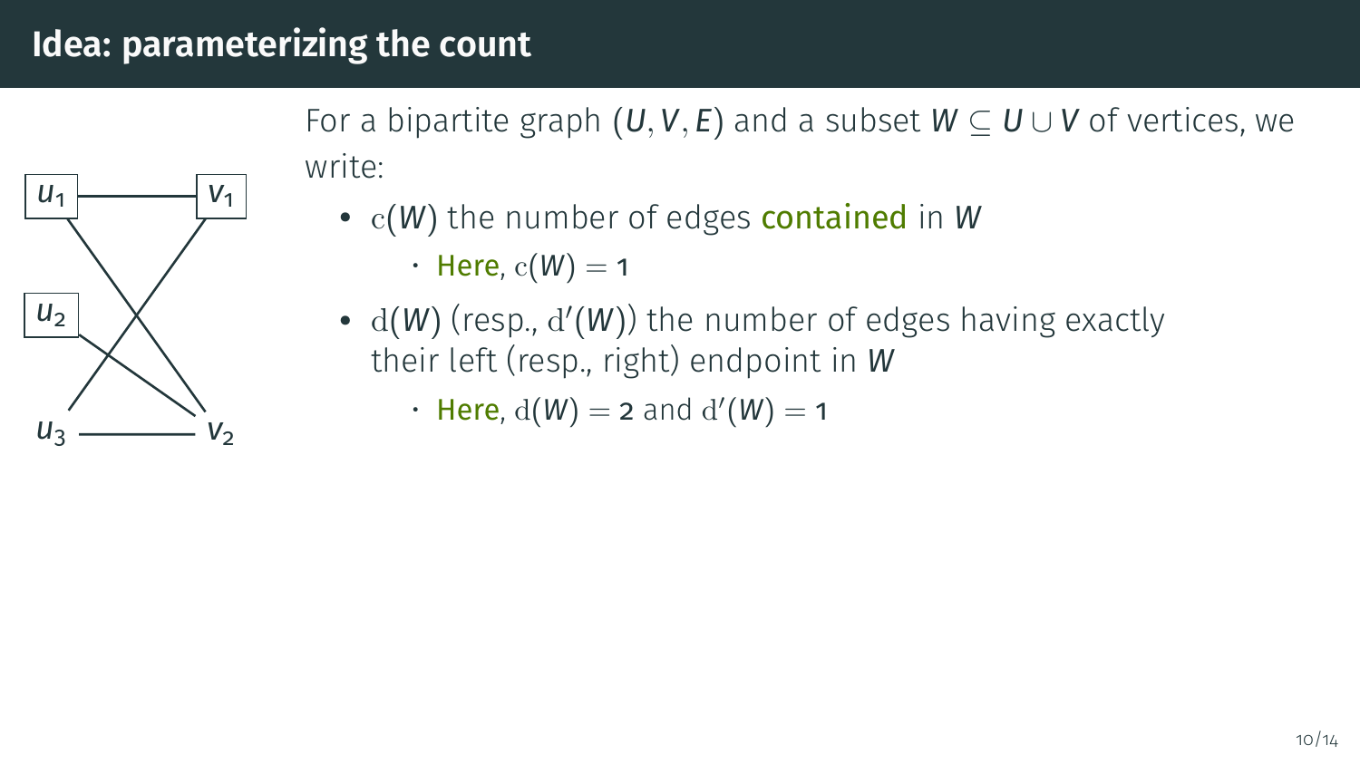# Idea: parameterizing the count

For a bipartite graph $(U, V, E)$ and a subset $W \subseteq U \cup V$ of vertices, we write:

- $\mathrm{c}(W)$ the number of edges **contained** in $W$
  - Here, $\mathrm{c}(W) = 1$
- $\mathrm{d}(W)$ (resp., $\mathrm{d}'(W)$) the number of edges having exactly their left (resp., right) endpoint in $W$
  - Here, $\mathrm{d}(W) = 2$ and $\mathrm{d}'(W) = 1$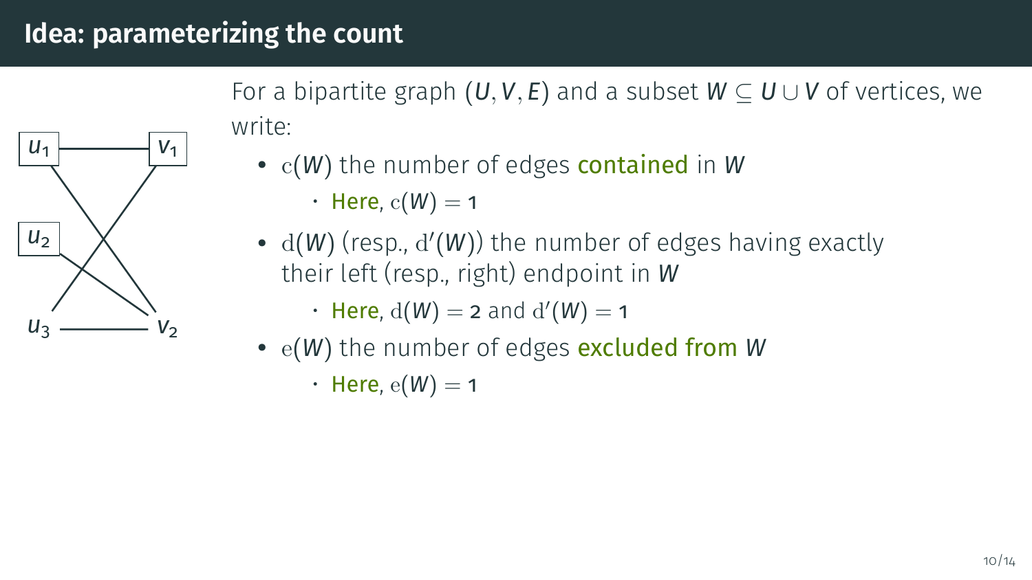# Idea: parameterizing the count

For a bipartite graph $(U, V, E)$ and a subset $W \subseteq U \cup V$ of vertices, we write:

- $\mathrm{c}(W)$ the number of edges **contained** in $W$
  - Here, $\mathrm{c}(W) = 1$
- $\mathrm{d}(W)$ (resp., $\mathrm{d}'(W)$) the number of edges having exactly their left (resp., right) endpoint in $W$
  - Here, $\mathrm{d}(W) = 2$ and $\mathrm{d}'(W) = 1$
- $\mathrm{e}(W)$ the number of edges **excluded from** $W$
  - Here, $\mathrm{e}(W) = 1$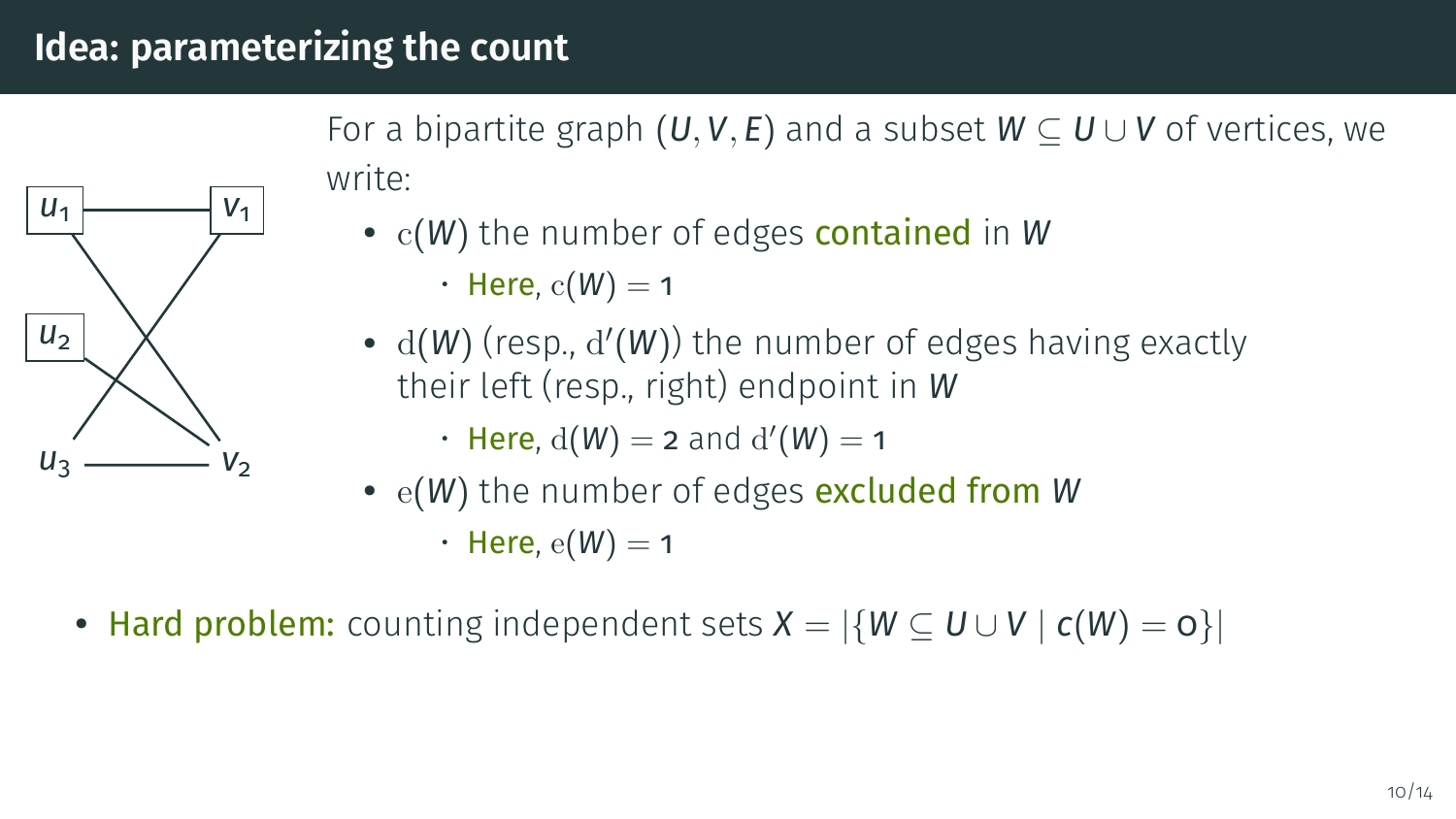# Idea: parameterizing the count

For a bipartite graph $(U, V, E)$ and a subset $W \subseteq U \cup V$ of vertices, we write:

- $\mathrm{c}(W)$ the number of edges **contained** in $W$
  - Here, $\mathrm{c}(W) = 1$
- $\mathrm{d}(W)$ (resp., $\mathrm{d}'(W)$) the number of edges having exactly their left (resp., right) endpoint in $W$
  - Here, $\mathrm{d}(W) = 2$ and $\mathrm{d}'(W) = 1$
- $\mathrm{e}(W)$ the number of edges **excluded from** $W$
  - Here, $\mathrm{e}(W) = 1$

- **Hard problem:** counting independent sets $X = |\{W \subseteq U \cup V \mid c(W) = 0\}|$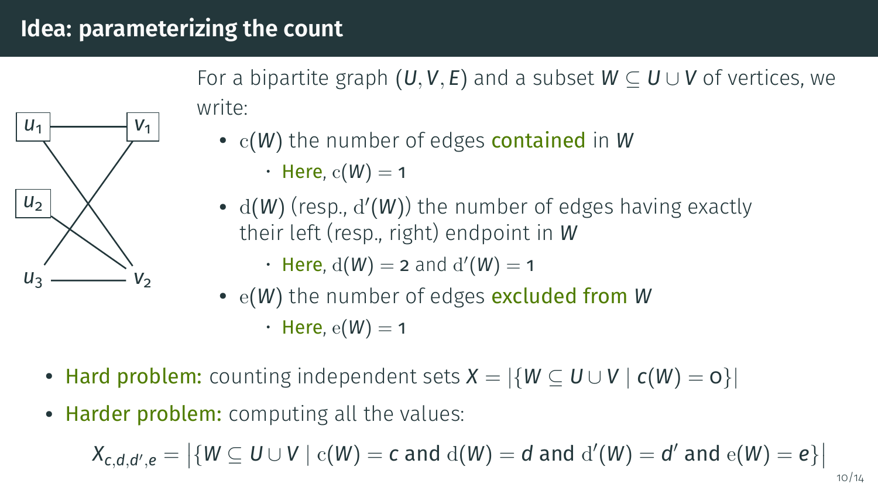## Idea: parameterizing the count

For a bipartite graph $(U, V, E)$ and a subset $W \subseteq U \cup V$ of vertices, we write:

- $\mathrm{c}(W)$ the number of edges **contained** in $W$
  - **Here**, $\mathrm{c}(W) = 1$
- $\mathrm{d}(W)$ (resp., $\mathrm{d}'(W)$) the number of edges having exactly their left (resp., right) endpoint in $W$
  - **Here**, $\mathrm{d}(W) = 2$ and $\mathrm{d}'(W) = 1$
- $\mathrm{e}(W)$ the number of edges **excluded from** $W$
  - **Here**, $\mathrm{e}(W) = 1$

- **Hard problem:** counting independent sets $X = |\{W \subseteq U \cup V \mid c(W) = 0\}|$
- **Harder problem:** computing all the values:

$$X_{c,d,d',e} = \left|\{W \subseteq U \cup V \mid \mathrm{c}(W) = c \text{ and } \mathrm{d}(W) = d \text{ and } \mathrm{d}'(W) = d' \text{ and } \mathrm{e}(W) = e\}\right|$$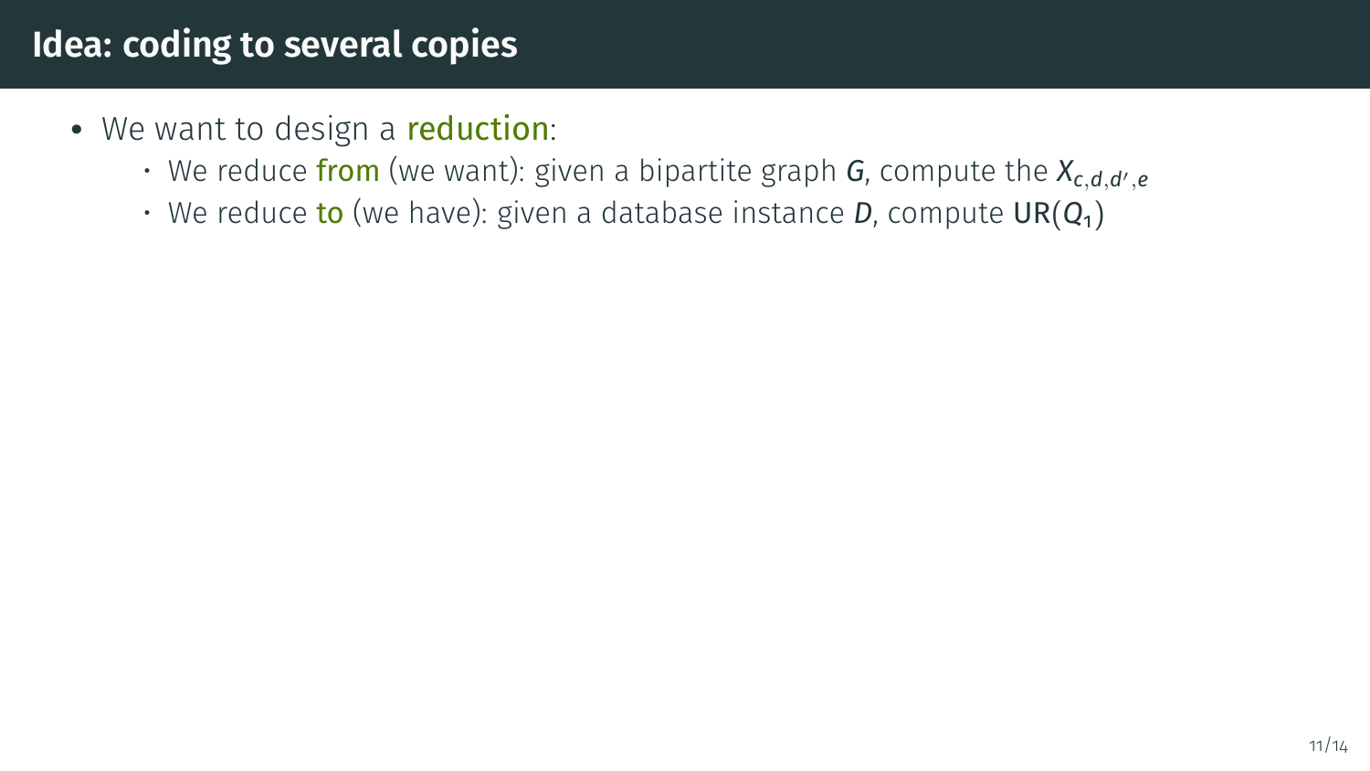# Idea: coding to several copies

- We want to design a reduction:
  - We reduce from (we want): given a bipartite graph $G$, compute the $X_{c,d,d',e}$
  - We reduce to (we have): given a database instance $D$, compute $\mathrm{UR}(Q_1)$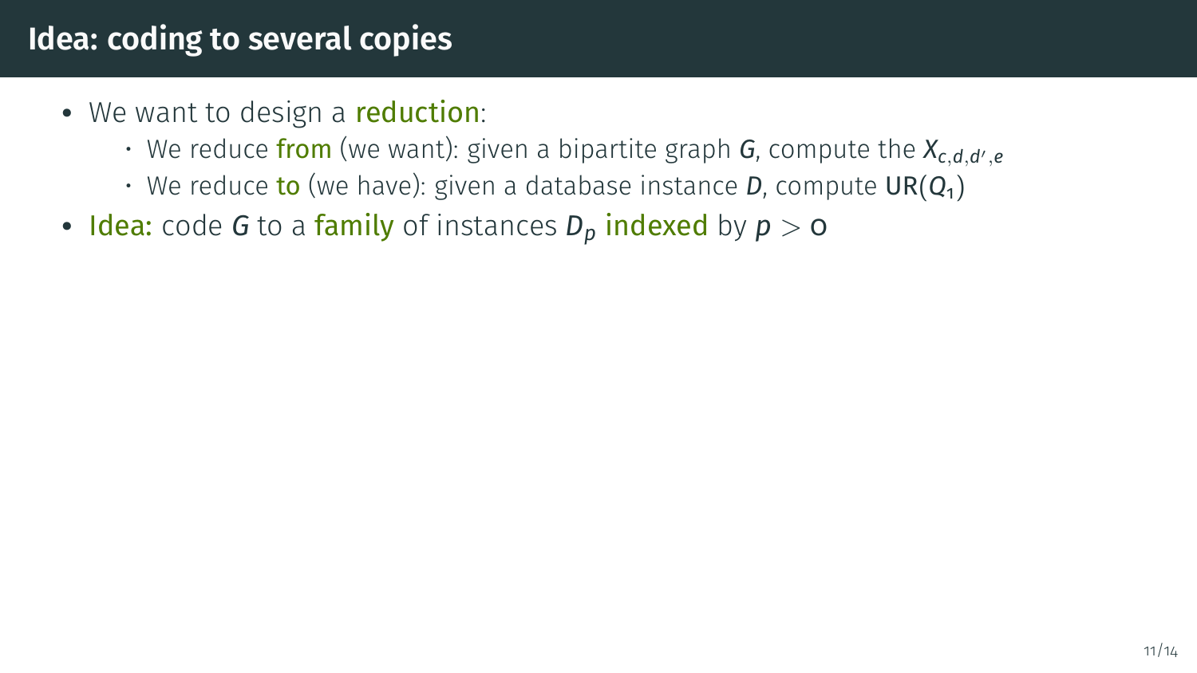## Idea: coding to several copies

- We want to design a **reduction**:
  - We reduce **from** (we want): given a bipartite graph $G$, compute the $X_{c,d,d',e}$
  - We reduce **to** (we have): given a database instance $D$, compute $\mathrm{UR}(Q_1)$
- **Idea:** code $G$ to a **family** of instances $D_p$ **indexed** by $p > 0$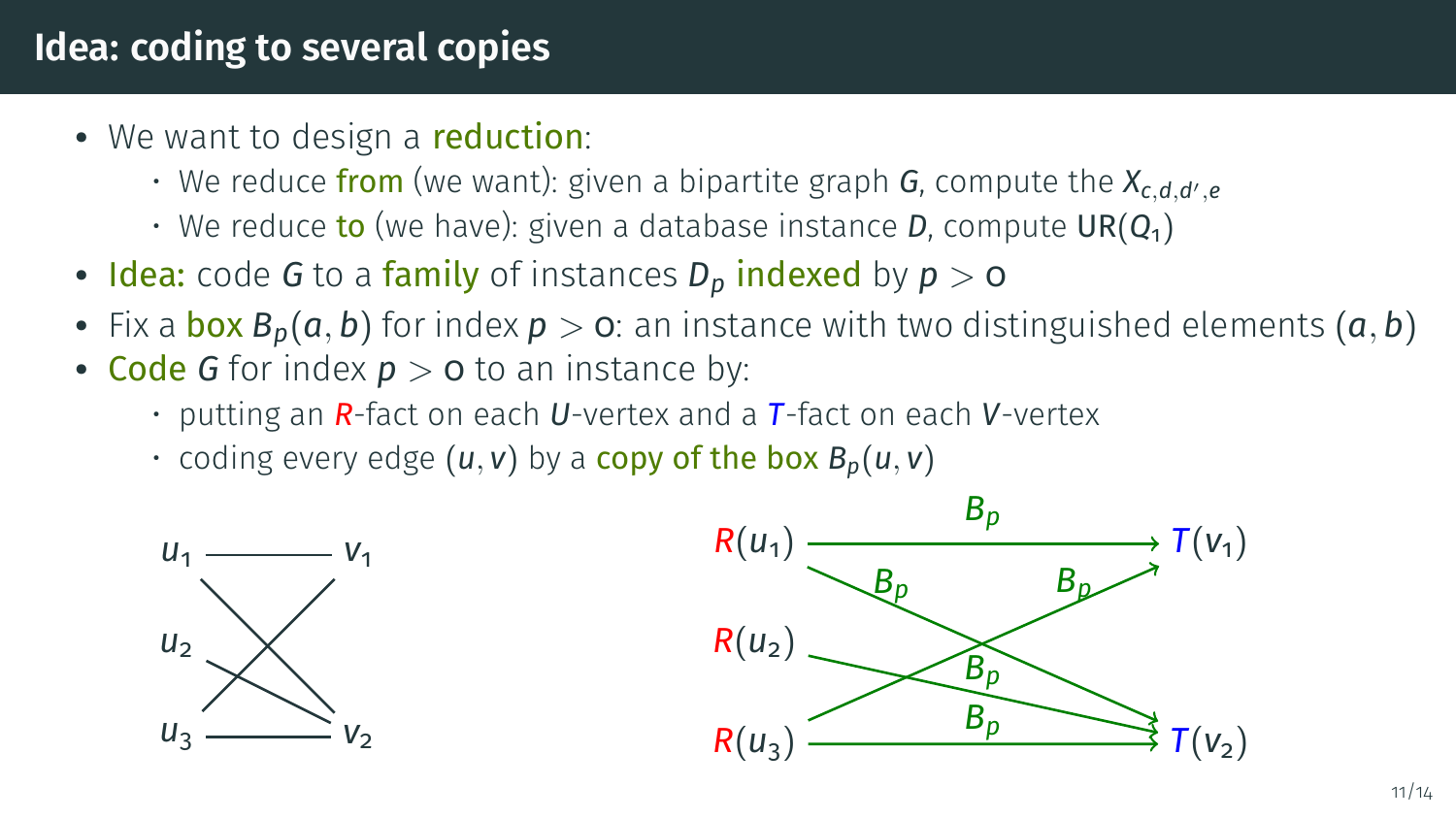## Idea: coding to several copies

- We want to design a reduction:
  - We reduce from (we want): given a bipartite graph $G$, compute the $X_{c,d,d',e}$
  - We reduce to (we have): given a database instance $D$, compute $\mathrm{UR}(Q_1)$
- Idea: code $G$ to a family of instances $D_p$ indexed by $p > 0$
- Fix a box $B_p(a, b)$ for index $p > 0$: an instance with two distinguished elements $(a, b)$
- Code $G$ for index $p > 0$ to an instance by:
  - putting an $R$-fact on each $U$-vertex and a $T$-fact on each $V$-vertex
  - coding every edge $(u, v)$ by a copy of the box $B_p(u, v)$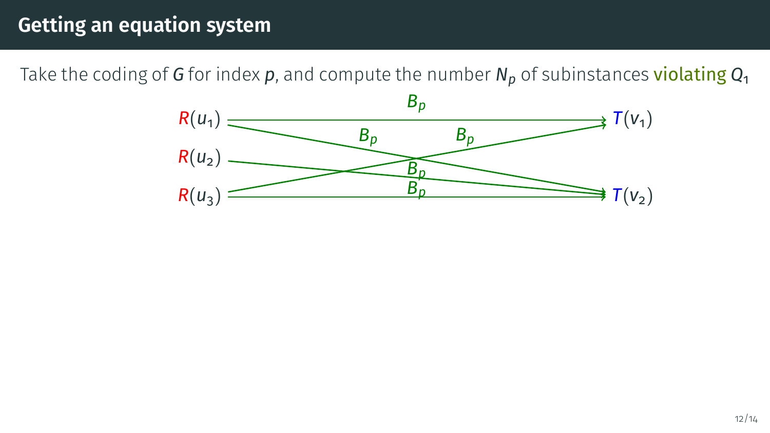# Getting an equation system

Take the coding of $G$ for index $p$, and compute the number $N_p$ of subinstances violating $Q_1$

$R(u_1)$ $\xrightarrow{B_p}$ $T(v_1)$

$R(u_1)$ $\xrightarrow{B_p}$ $T(v_2)$

$R(u_2)$ $\xrightarrow{B_p}$ $T(v_2)$

$R(u_3)$ $\xrightarrow{B_p}$ $T(v_1)$

$R(u_3)$ $\xrightarrow{B_p}$ $T(v_2)$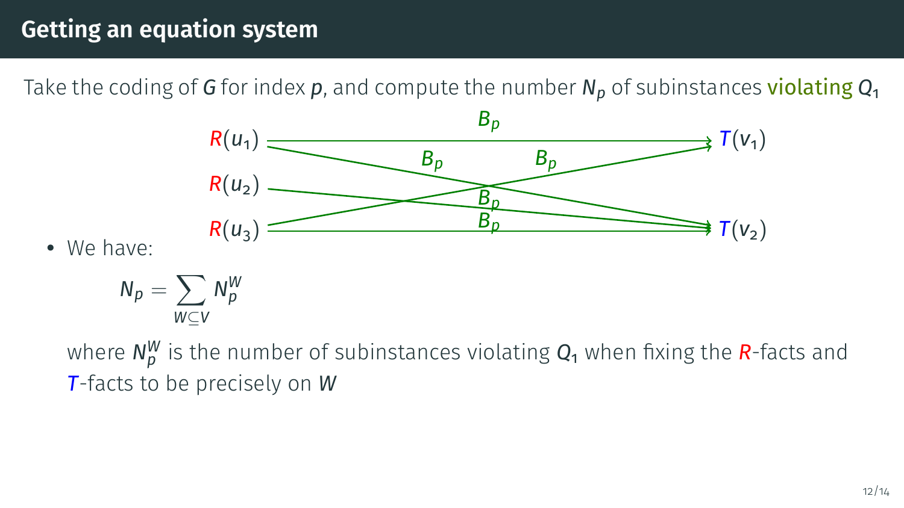# Getting an equation system

Take the coding of $G$ for index $p$, and compute the number $N_p$ of subinstances violating $Q_1$

- We have:

$$N_p = \sum_{W \subseteq V} N_p^W$$

where $N_p^W$ is the number of subinstances violating $Q_1$ when fixing the $R$-facts and $T$-facts to be precisely on $W$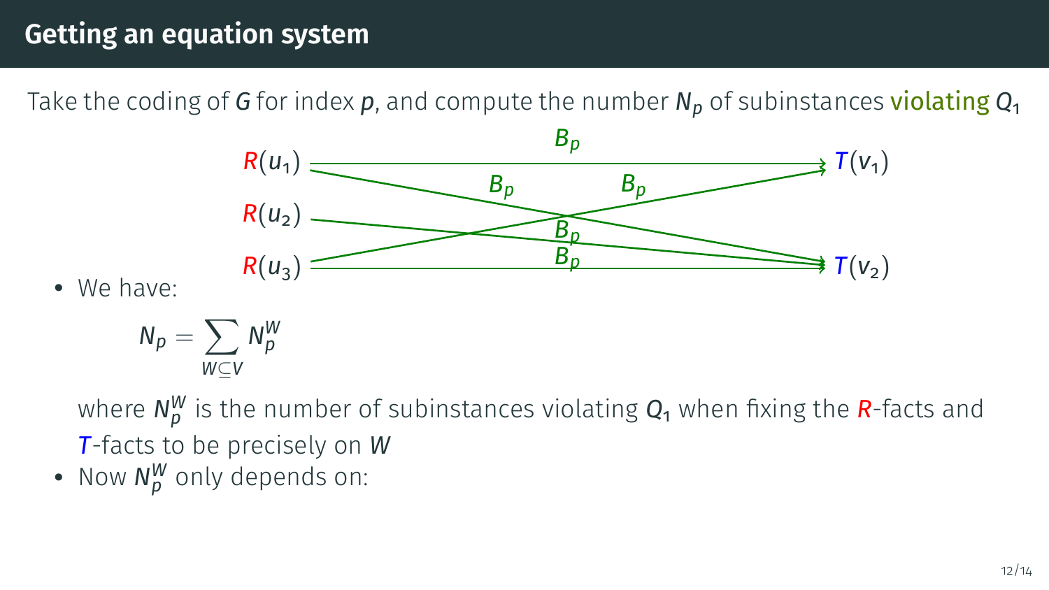## Getting an equation system

Take the coding of $G$ for index $p$, and compute the number $N_p$ of subinstances violating $Q_1$

$R(u_1)$, $R(u_2)$, $R(u_3)$ — $B_p$ — $T(v_1)$, $T(v_2)$

- We have:

$$N_p = \sum_{W \subseteq V} N_p^W$$

where $N_p^W$ is the number of subinstances violating $Q_1$ when fixing the $R$-facts and $T$-facts to be precisely on $W$

- Now $N_p^W$ only depends on: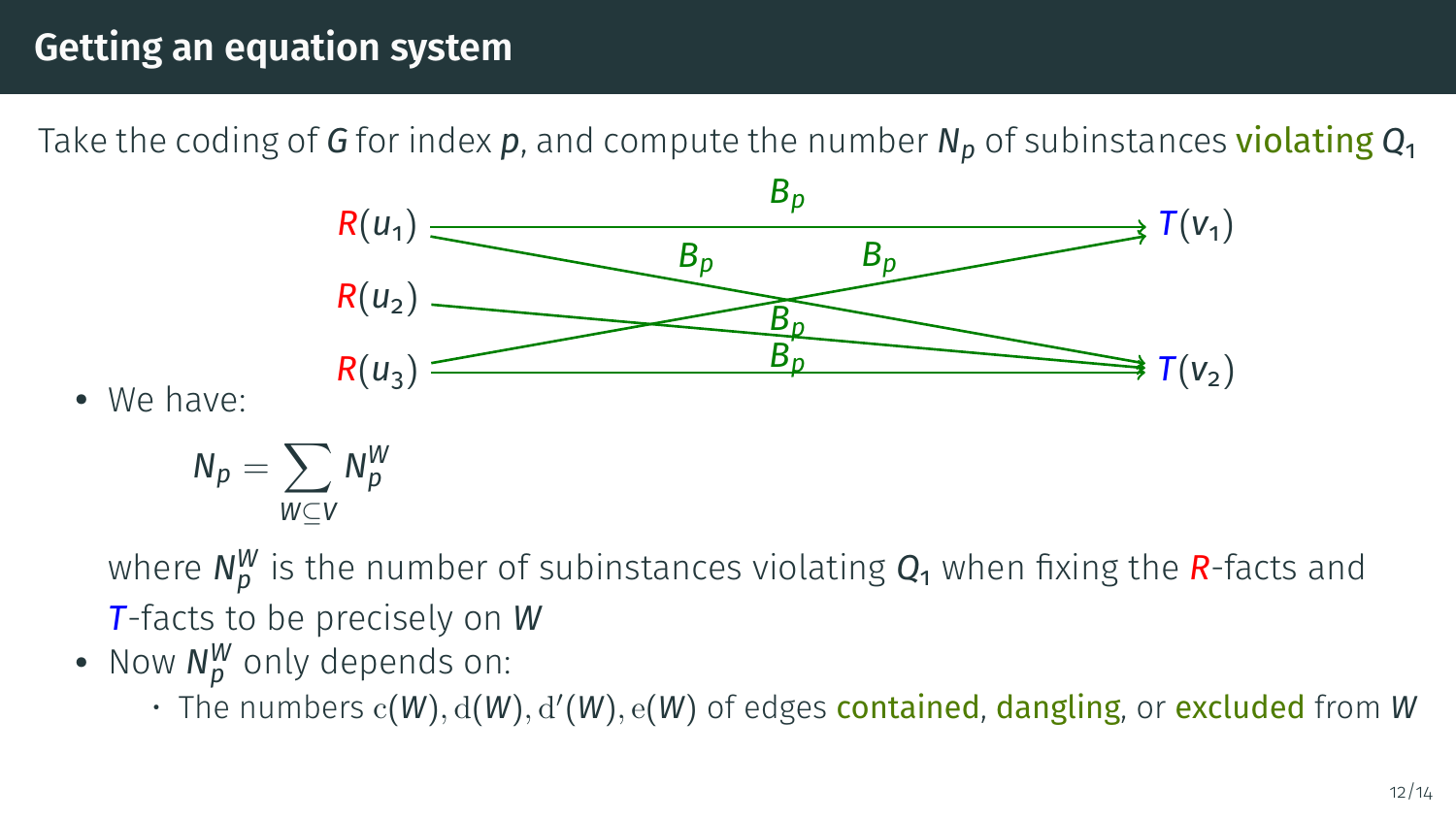## Getting an equation system

Take the coding of $G$ for index $p$, and compute the number $N_p$ of subinstances violating $Q_1$

$R(u_1)$, $R(u_2)$, $R(u_3)$, $T(v_1)$, $T(v_2)$, $B_p$, $B_p$, $B_p$, $B_p$, $B_p$

- We have:

$$N_p = \sum_{W \subseteq V} N_p^W$$

where $N_p^W$ is the number of subinstances violating $Q_1$ when fixing the $R$-facts and $T$-facts to be precisely on $W$

- Now $N_p^W$ only depends on:
  - The numbers $\mathrm{c}(W), \mathrm{d}(W), \mathrm{d}'(W), \mathrm{e}(W)$ of edges contained, dangling, or excluded from $W$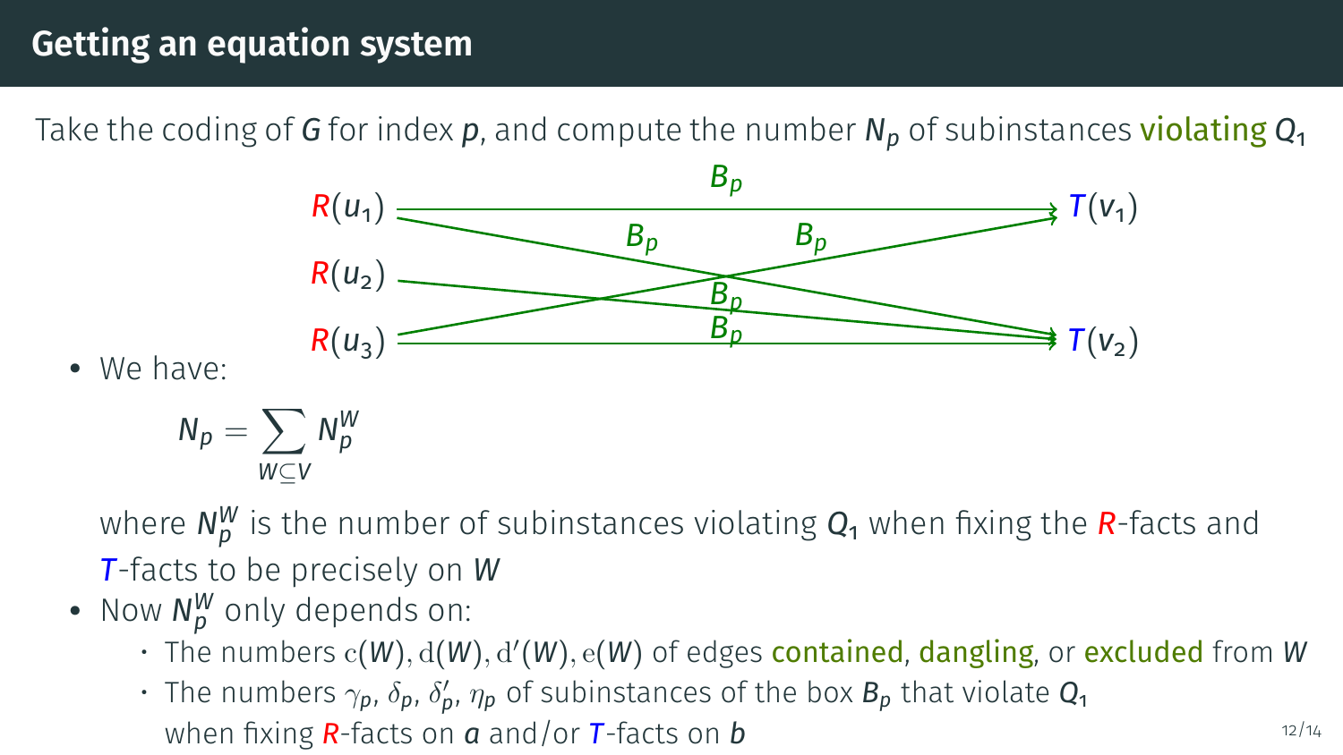# Getting an equation system

Take the coding of $G$ for index $p$, and compute the number $N_p$ of subinstances violating $Q_1$

$R(u_1)$, $R(u_2)$, $R(u_3)$ — $B_p$ — $T(v_1)$, $T(v_2)$

- We have:

$$N_p = \sum_{W \subseteq V} N_p^W$$

where $N_p^W$ is the number of subinstances violating $Q_1$ when fixing the $R$-facts and $T$-facts to be precisely on $W$

- Now $N_p^W$ only depends on:
  - The numbers $\mathrm{c}(W), \mathrm{d}(W), \mathrm{d}'(W), \mathrm{e}(W)$ of edges contained, dangling, or excluded from $W$
  - The numbers $\gamma_p$, $\delta_p$, $\delta'_p$, $\eta_p$ of subinstances of the box $B_p$ that violate $Q_1$ when fixing $R$-facts on $a$ and/or $T$-facts on $b$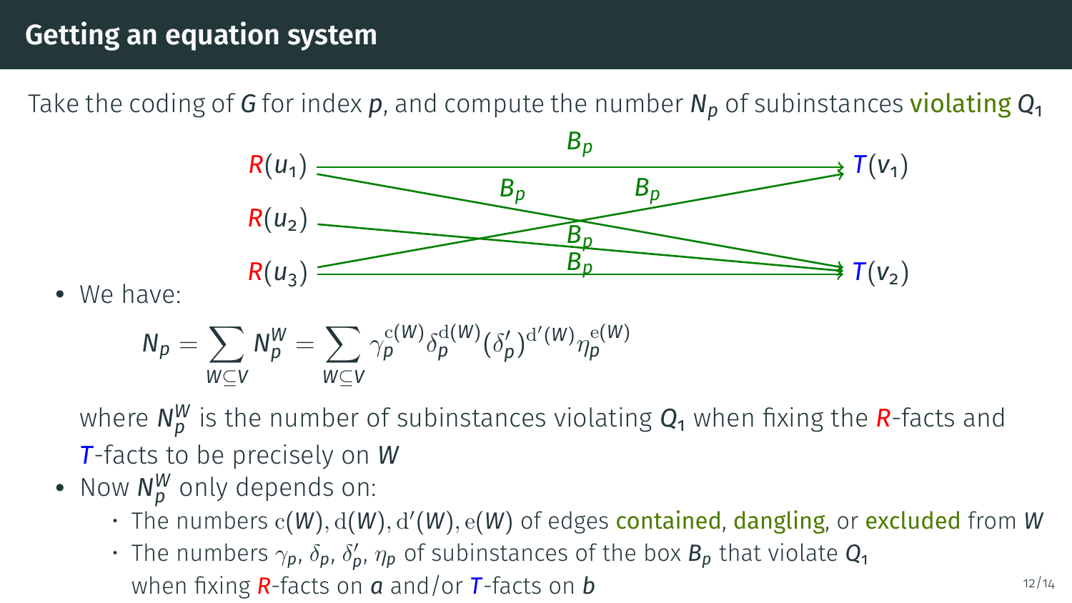# Getting an equation system

Take the coding of $G$ for index $p$, and compute the number $N_p$ of subinstances violating $Q_1$

$R(u_1)$, $R(u_2)$, $R(u_3)$ — $B_p$, $B_p$, $B_p$, $B_p$, $B_p$ — $T(v_1)$, $T(v_2)$

- We have:

$$N_p = \sum_{W \subseteq V} N_p^W = \sum_{W \subseteq V} \gamma_p^{\mathrm{c}(W)} \delta_p^{\mathrm{d}(W)} (\delta'_p)^{\mathrm{d}'(W)} \eta_p^{\mathrm{e}(W)}$$

  where $N_p^W$ is the number of subinstances violating $Q_1$ when fixing the $R$-facts and $T$-facts to be precisely on $W$

- Now $N_p^W$ only depends on:
  - The numbers $\mathrm{c}(W), \mathrm{d}(W), \mathrm{d}'(W), \mathrm{e}(W)$ of edges contained, dangling, or excluded from $W$
  - The numbers $\gamma_p$, $\delta_p$, $\delta'_p$, $\eta_p$ of subinstances of the box $B_p$ that violate $Q_1$ when fixing $R$-facts on $a$ and/or $T$-facts on $b$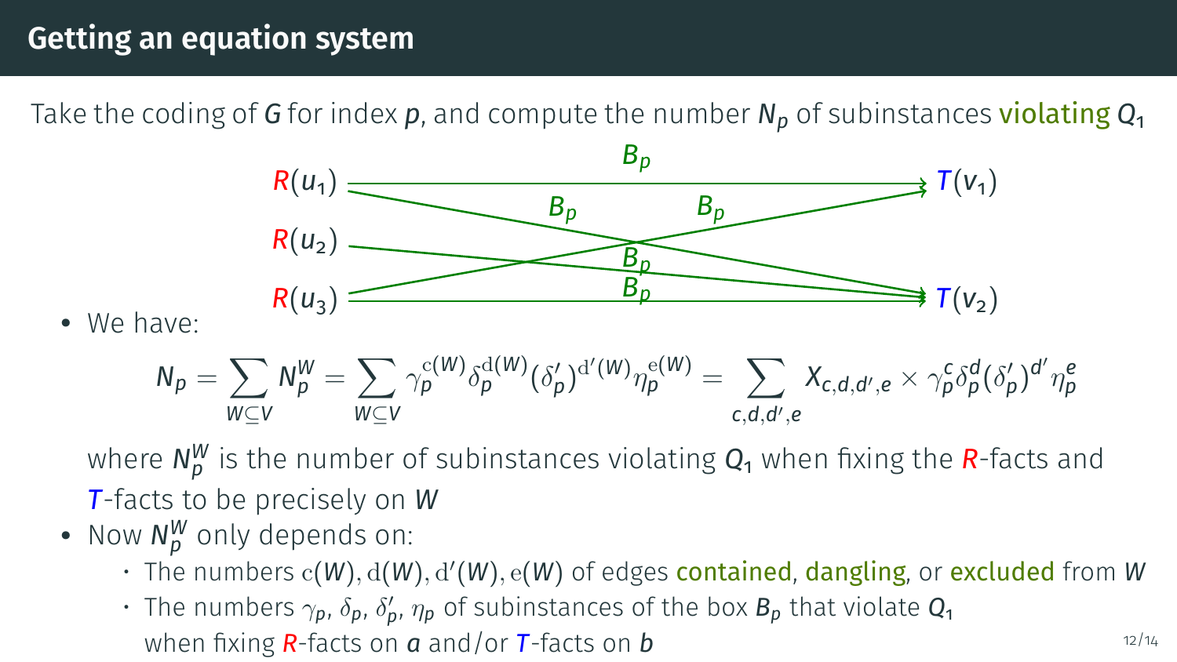# Getting an equation system

Take the coding of $G$ for index $p$, and compute the number $N_p$ of subinstances violating $Q_1$

$R(u_1)$ — $B_p$ → $T(v_1)$, $R(u_1)$ — $B_p$ → $T(v_2)$, $R(u_2)$ — $B_p$ → $T(v_2)$, $R(u_3)$ — $B_p$ → $T(v_1)$, $R(u_3)$ — $B_p$ → $T(v_2)$

- We have:

$$N_p = \sum_{W \subseteq V} N_p^W = \sum_{W \subseteq V} \gamma_p^{\mathrm{c}(W)} \delta_p^{\mathrm{d}(W)} (\delta'_p)^{\mathrm{d}'(W)} \eta_p^{\mathrm{e}(W)} = \sum_{c,d,d',e} X_{c,d,d',e} \times \gamma_p^c \delta_p^d (\delta'_p)^{d'} \eta_p^e$$

  where $N_p^W$ is the number of subinstances violating $Q_1$ when fixing the $R$-facts and $T$-facts to be precisely on $W$

- Now $N_p^W$ only depends on:
  - The numbers $\mathrm{c}(W), \mathrm{d}(W), \mathrm{d}'(W), \mathrm{e}(W)$ of edges contained, dangling, or excluded from $W$
  - The numbers $\gamma_p$, $\delta_p$, $\delta'_p$, $\eta_p$ of subinstances of the box $B_p$ that violate $Q_1$ when fixing $R$-facts on $a$ and/or $T$-facts on $b$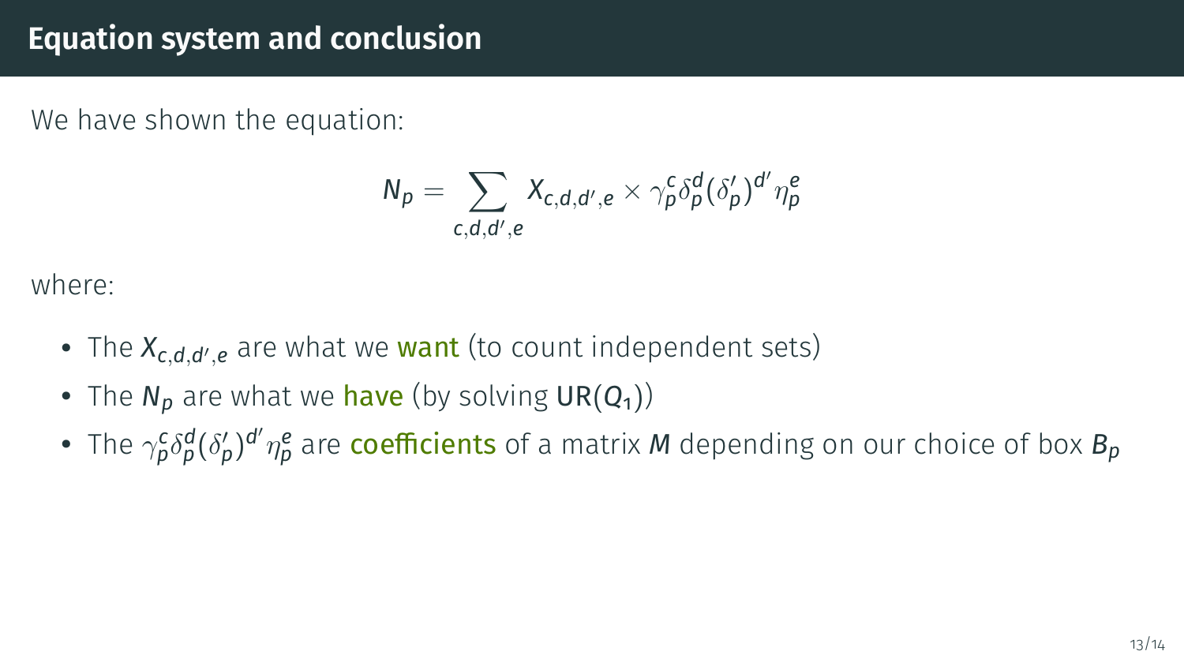# Equation system and conclusion

We have shown the equation:

$$N_p = \sum_{c,d,d',e} X_{c,d,d',e} \times \gamma_p^c \delta_p^d (\delta'_p)^{d'} \eta_p^e$$

where:

- The $X_{c,d,d',e}$ are what we **want** (to count independent sets)
- The $N_p$ are what we **have** (by solving $\mathrm{UR}(Q_1)$)
- The $\gamma_p^c \delta_p^d (\delta'_p)^{d'} \eta_p^e$ are **coefficients** of a matrix $M$ depending on our choice of box $B_p$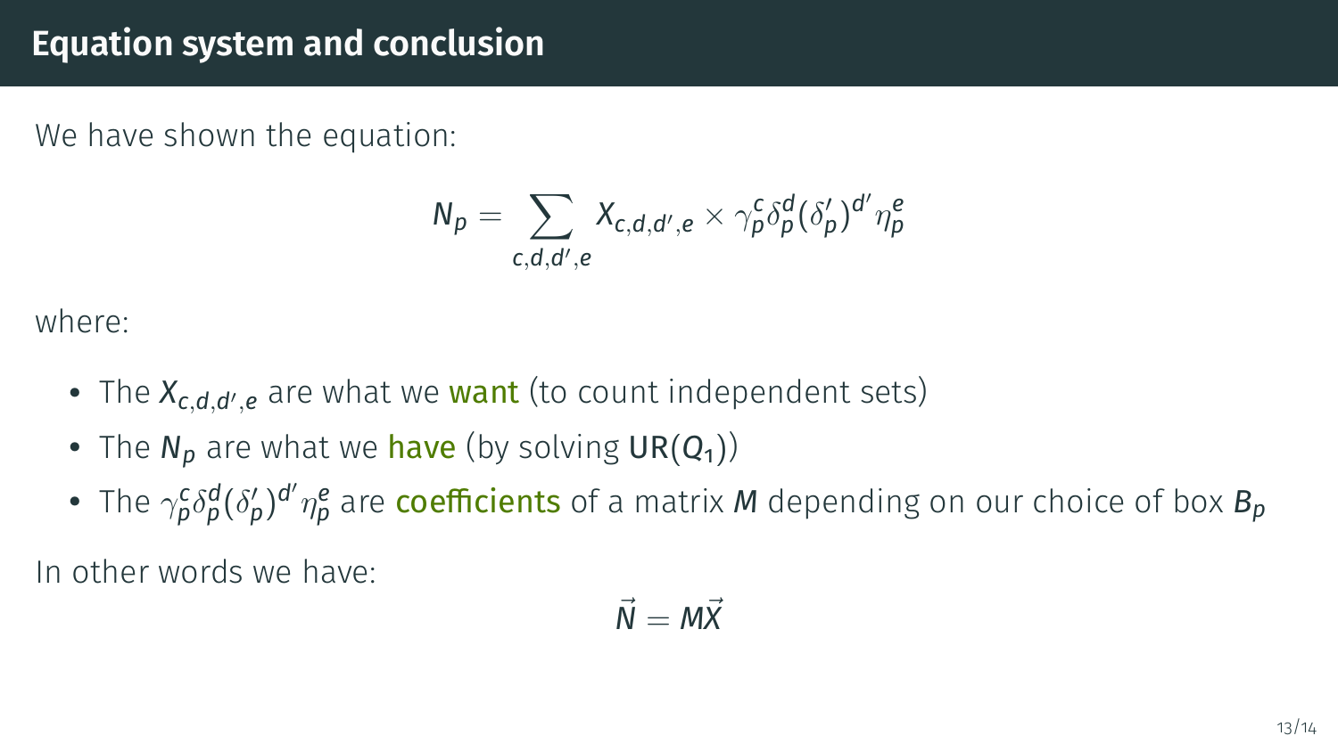# Equation system and conclusion

We have shown the equation:

$$N_p = \sum_{c,d,d',e} X_{c,d,d',e} \times \gamma_p^c \delta_p^d (\delta'_p)^{d'} \eta_p^e$$

where:

- The $X_{c,d,d',e}$ are what we **want** (to count independent sets)
- The $N_p$ are what we **have** (by solving $\mathsf{UR}(Q_1)$)
- The $\gamma_p^c \delta_p^d (\delta'_p)^{d'} \eta_p^e$ are **coefficients** of a matrix $M$ depending on our choice of box $B_p$

In other words we have:

$$\vec{N} = M\vec{X}$$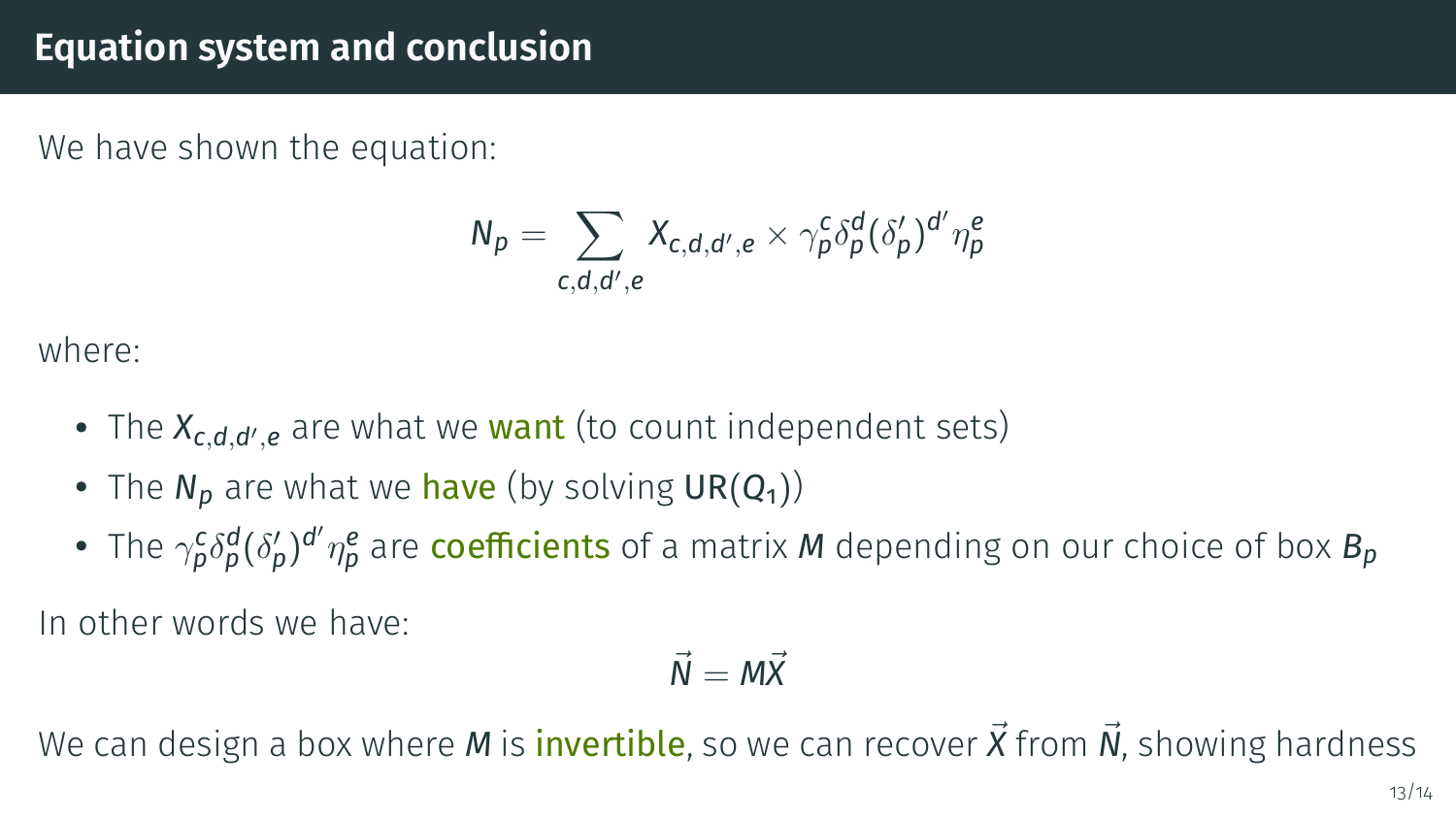## Equation system and conclusion

We have shown the equation:

$$N_p = \sum_{c,d,d',e} X_{c,d,d',e} \times \gamma_p^c \delta_p^d (\delta'_p)^{d'} \eta_p^e$$

where:

- The $X_{c,d,d',e}$ are what we **want** (to count independent sets)
- The $N_p$ are what we **have** (by solving $\mathsf{UR}(Q_1)$)
- The $\gamma_p^c \delta_p^d (\delta'_p)^{d'} \eta_p^e$ are **coefficients** of a matrix $M$ depending on our choice of box $B_p$

In other words we have:

$$\vec{N} = M\vec{X}$$

We can design a box where $M$ is **invertible**, so we can recover $\vec{X}$ from $\vec{N}$, showing hardness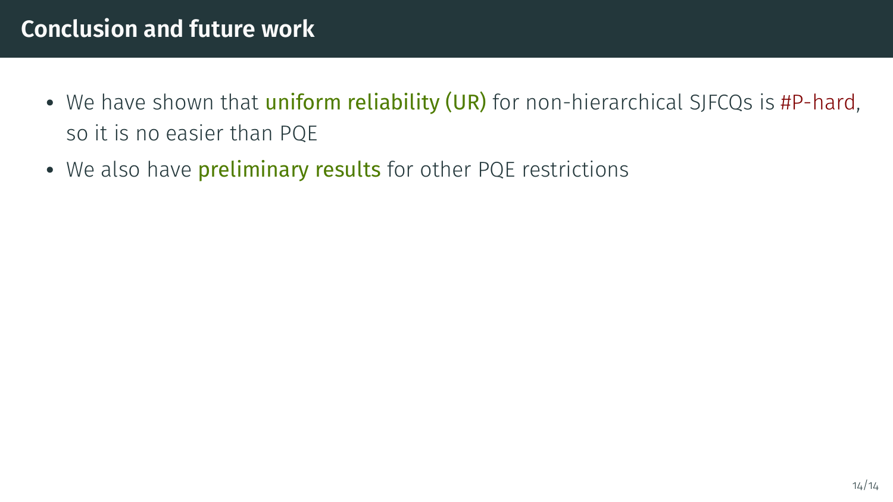# Conclusion and future work

- We have shown that **uniform reliability (UR)** for non-hierarchical SJFCQs is #P-hard, so it is no easier than PQE
- We also have **preliminary results** for other PQE restrictions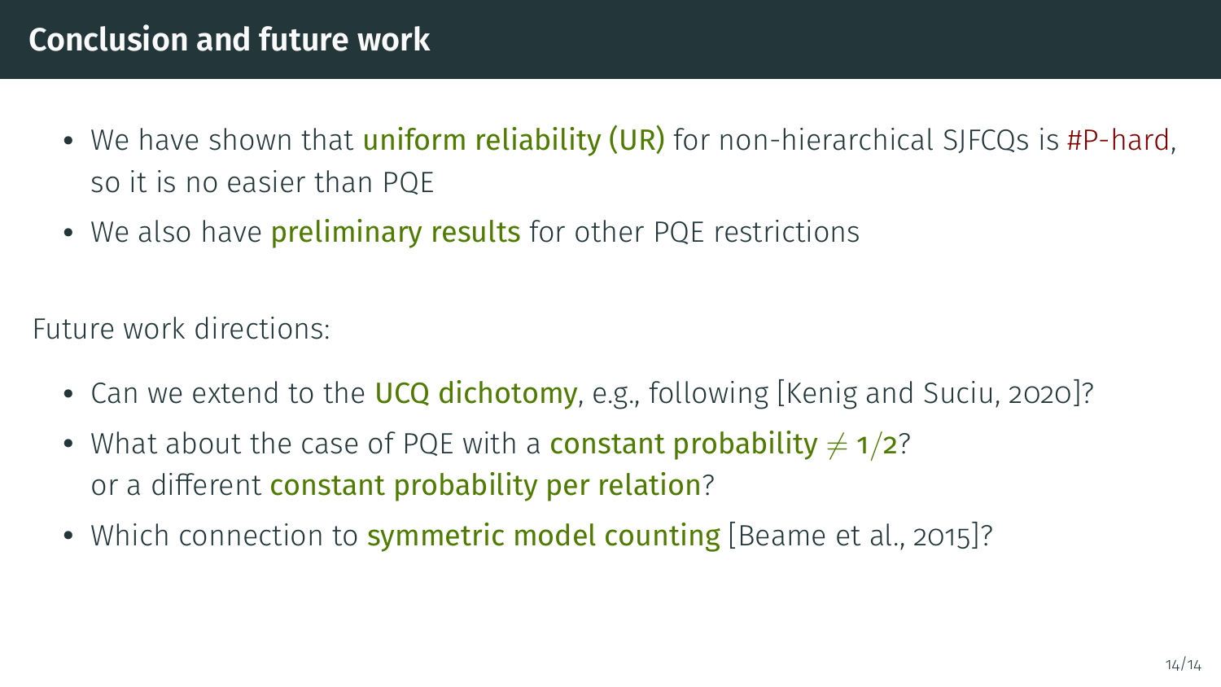# Conclusion and future work

- We have shown that **uniform reliability (UR)** for non-hierarchical SJFCQs is #P-hard, so it is no easier than PQE
- We also have **preliminary results** for other PQE restrictions

Future work directions:

- Can we extend to the **UCQ dichotomy**, e.g., following [Kenig and Suciu, 2020]?
- What about the case of PQE with a **constant probability** $\neq 1/2$? or a different **constant probability per relation**?
- Which connection to **symmetric model counting** [Beame et al., 2015]?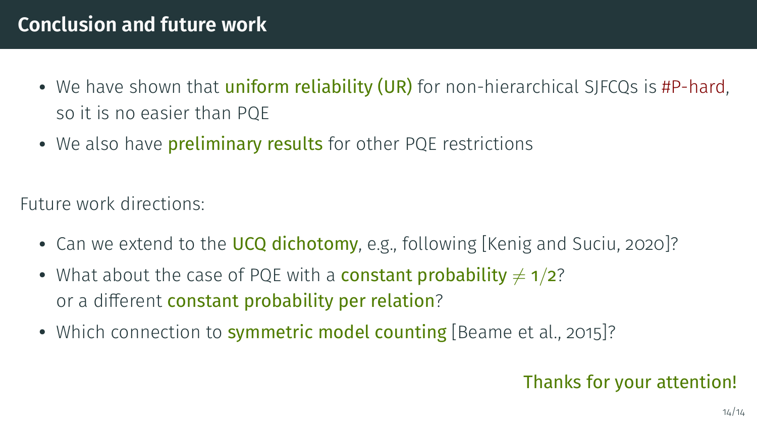# Conclusion and future work

- We have shown that **uniform reliability (UR)** for non-hierarchical SJFCQs is #P-hard, so it is no easier than PQE
- We also have **preliminary results** for other PQE restrictions

Future work directions:

- Can we extend to the **UCQ dichotomy**, e.g., following [Kenig and Suciu, 2020]?
- What about the case of PQE with a **constant probability** $\neq 1/2$? or a different **constant probability per relation**?
- Which connection to **symmetric model counting** [Beame et al., 2015]?

Thanks for your attention!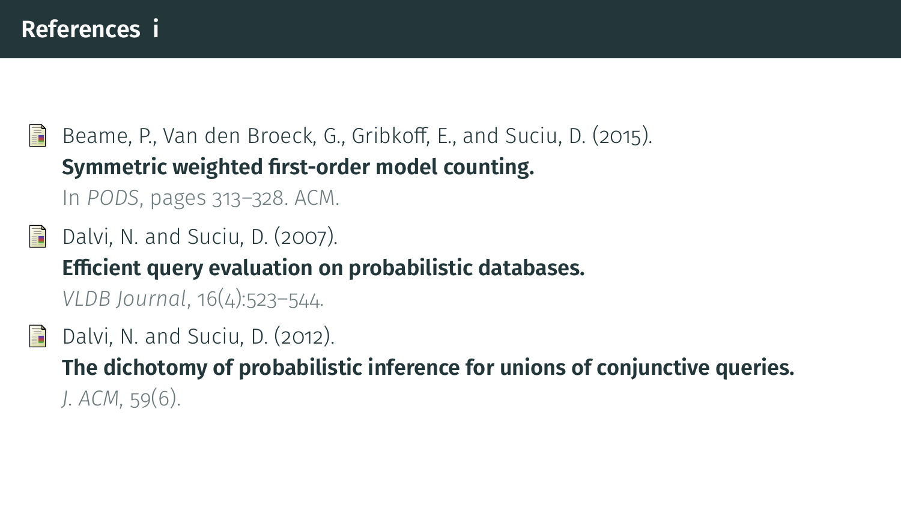# References i

- Beame, P., Van den Broeck, G., Gribkoff, E., and Suciu, D. (2015).
  **Symmetric weighted first-order model counting.**
  In *PODS*, pages 313–328. ACM.

- Dalvi, N. and Suciu, D. (2007).
  **Efficient query evaluation on probabilistic databases.**
  *VLDB Journal*, 16(4):523–544.

- Dalvi, N. and Suciu, D. (2012).
  **The dichotomy of probabilistic inference for unions of conjunctive queries.**
  *J. ACM*, 59(6).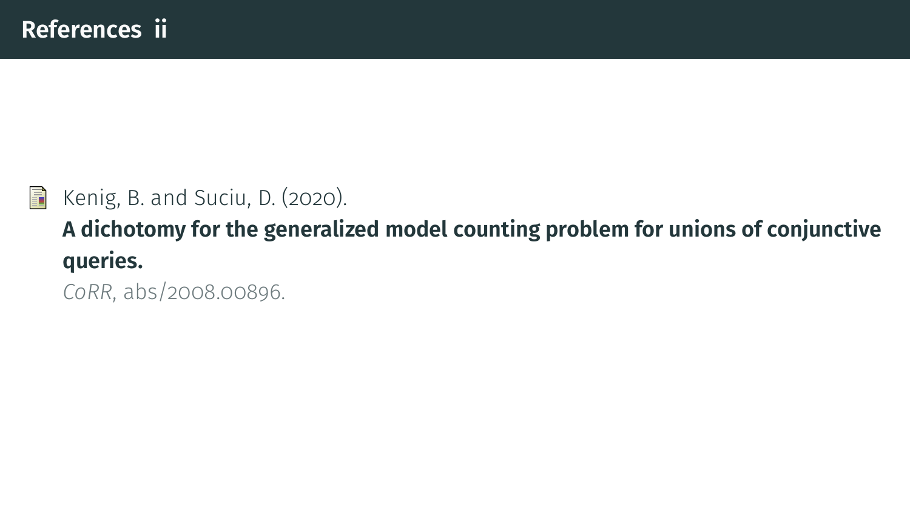# References ii

Kenig, B. and Suciu, D. (2020).
**A dichotomy for the generalized model counting problem for unions of conjunctive queries.**
*CoRR*, abs/2008.00896.